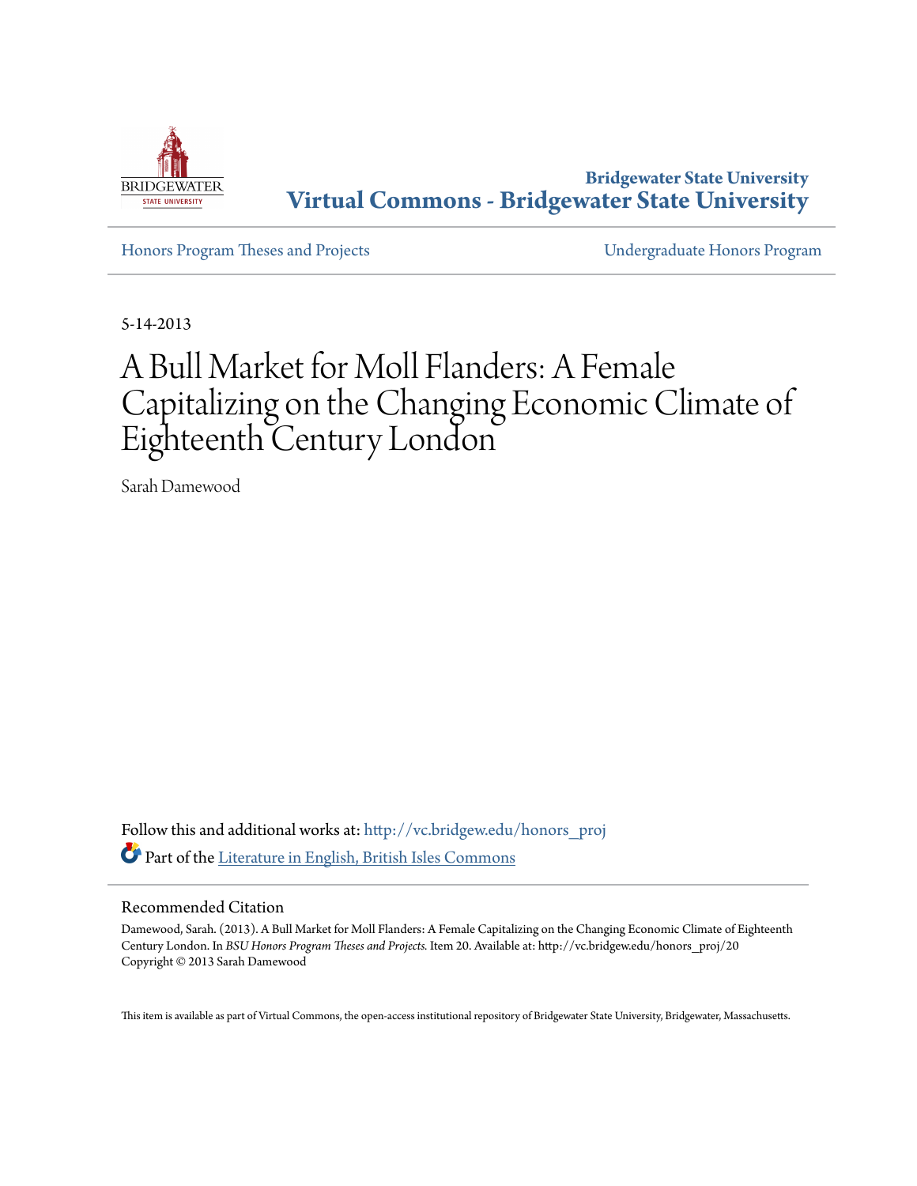Bridgewater State University

**Virtual Commons - Bridgewater State University**

Honors Program Theses and Projects

Undergraduate Honors Program

5-14-2013

# A Bull Market for Moll Flanders: A Female Capitalizing on the Changing Economic Climate of Eighteenth Century London

Sarah Damewood

Follow this and additional works at: http://vc.bridgew.edu/honors_proj

Part of the Literature in English, British Isles Commons

## Recommended Citation

Damewood, Sarah. (2013). A Bull Market for Moll Flanders: A Female Capitalizing on the Changing Economic Climate of Eighteenth Century London. In *BSU Honors Program Theses and Projects.* Item 20. Available at: http://vc.bridgew.edu/honors_proj/20
Copyright © 2013 Sarah Damewood

This item is available as part of Virtual Commons, the open-access institutional repository of Bridgewater State University, Bridgewater, Massachusetts.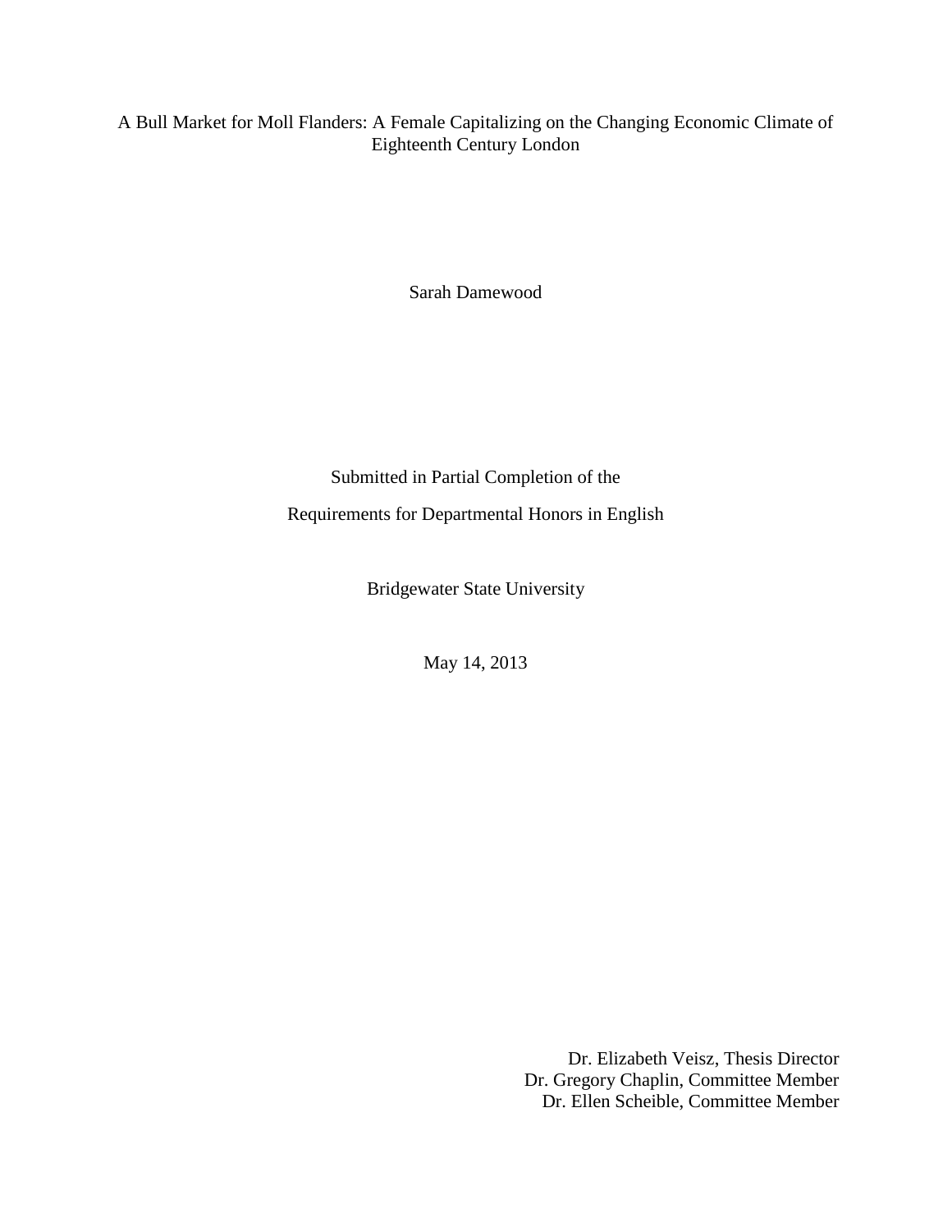# A Bull Market for Moll Flanders: A Female Capitalizing on the Changing Economic Climate of Eighteenth Century London

Sarah Damewood

Submitted in Partial Completion of the

Requirements for Departmental Honors in English

Bridgewater State University

May 14, 2013

Dr. Elizabeth Veisz, Thesis Director
Dr. Gregory Chaplin, Committee Member
Dr. Ellen Scheible, Committee Member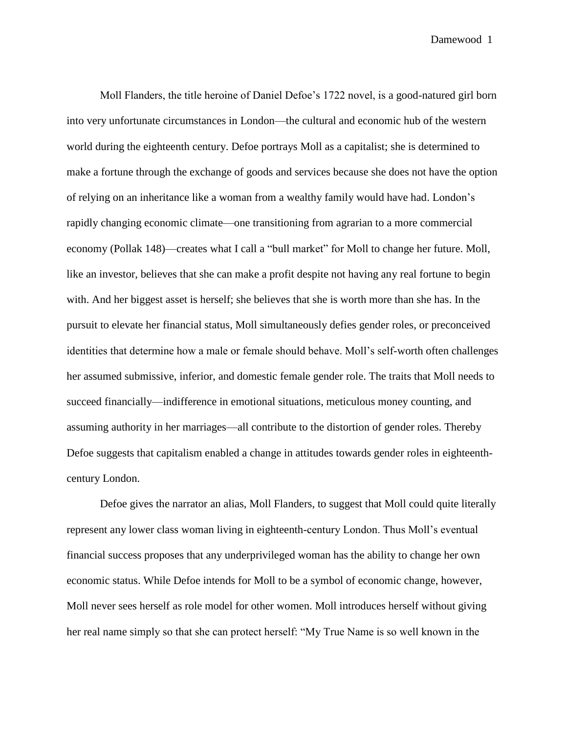Moll Flanders, the title heroine of Daniel Defoe's 1722 novel, is a good-natured girl born into very unfortunate circumstances in London—the cultural and economic hub of the western world during the eighteenth century. Defoe portrays Moll as a capitalist; she is determined to make a fortune through the exchange of goods and services because she does not have the option of relying on an inheritance like a woman from a wealthy family would have had. London's rapidly changing economic climate—one transitioning from agrarian to a more commercial economy (Pollak 148)—creates what I call a "bull market" for Moll to change her future. Moll, like an investor, believes that she can make a profit despite not having any real fortune to begin with. And her biggest asset is herself; she believes that she is worth more than she has. In the pursuit to elevate her financial status, Moll simultaneously defies gender roles, or preconceived identities that determine how a male or female should behave. Moll's self-worth often challenges her assumed submissive, inferior, and domestic female gender role. The traits that Moll needs to succeed financially—indifference in emotional situations, meticulous money counting, and assuming authority in her marriages—all contribute to the distortion of gender roles. Thereby Defoe suggests that capitalism enabled a change in attitudes towards gender roles in eighteenth-century London.

Defoe gives the narrator an alias, Moll Flanders, to suggest that Moll could quite literally represent any lower class woman living in eighteenth-century London. Thus Moll's eventual financial success proposes that any underprivileged woman has the ability to change her own economic status. While Defoe intends for Moll to be a symbol of economic change, however, Moll never sees herself as role model for other women. Moll introduces herself without giving her real name simply so that she can protect herself: "My True Name is so well known in the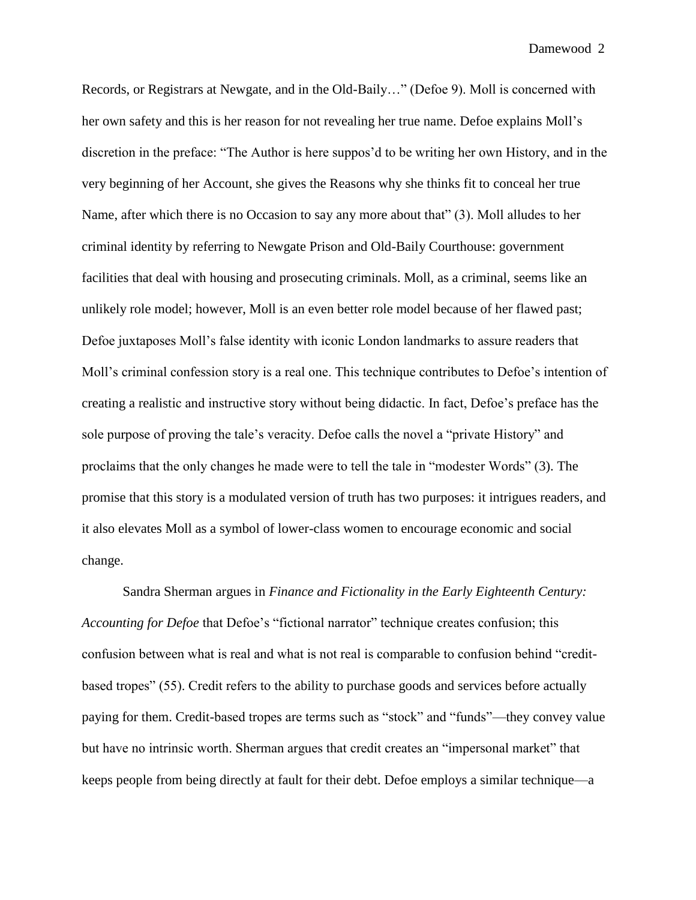Records, or Registrars at Newgate, and in the Old-Baily…" (Defoe 9). Moll is concerned with her own safety and this is her reason for not revealing her true name. Defoe explains Moll's discretion in the preface: "The Author is here suppos'd to be writing her own History, and in the very beginning of her Account, she gives the Reasons why she thinks fit to conceal her true Name, after which there is no Occasion to say any more about that" (3). Moll alludes to her criminal identity by referring to Newgate Prison and Old-Baily Courthouse: government facilities that deal with housing and prosecuting criminals. Moll, as a criminal, seems like an unlikely role model; however, Moll is an even better role model because of her flawed past; Defoe juxtaposes Moll's false identity with iconic London landmarks to assure readers that Moll's criminal confession story is a real one. This technique contributes to Defoe's intention of creating a realistic and instructive story without being didactic. In fact, Defoe's preface has the sole purpose of proving the tale's veracity. Defoe calls the novel a "private History" and proclaims that the only changes he made were to tell the tale in "modester Words" (3). The promise that this story is a modulated version of truth has two purposes: it intrigues readers, and it also elevates Moll as a symbol of lower-class women to encourage economic and social change.

Sandra Sherman argues in *Finance and Fictionality in the Early Eighteenth Century: Accounting for Defoe* that Defoe's "fictional narrator" technique creates confusion; this confusion between what is real and what is not real is comparable to confusion behind "credit-based tropes" (55). Credit refers to the ability to purchase goods and services before actually paying for them. Credit-based tropes are terms such as "stock" and "funds"—they convey value but have no intrinsic worth. Sherman argues that credit creates an "impersonal market" that keeps people from being directly at fault for their debt. Defoe employs a similar technique—a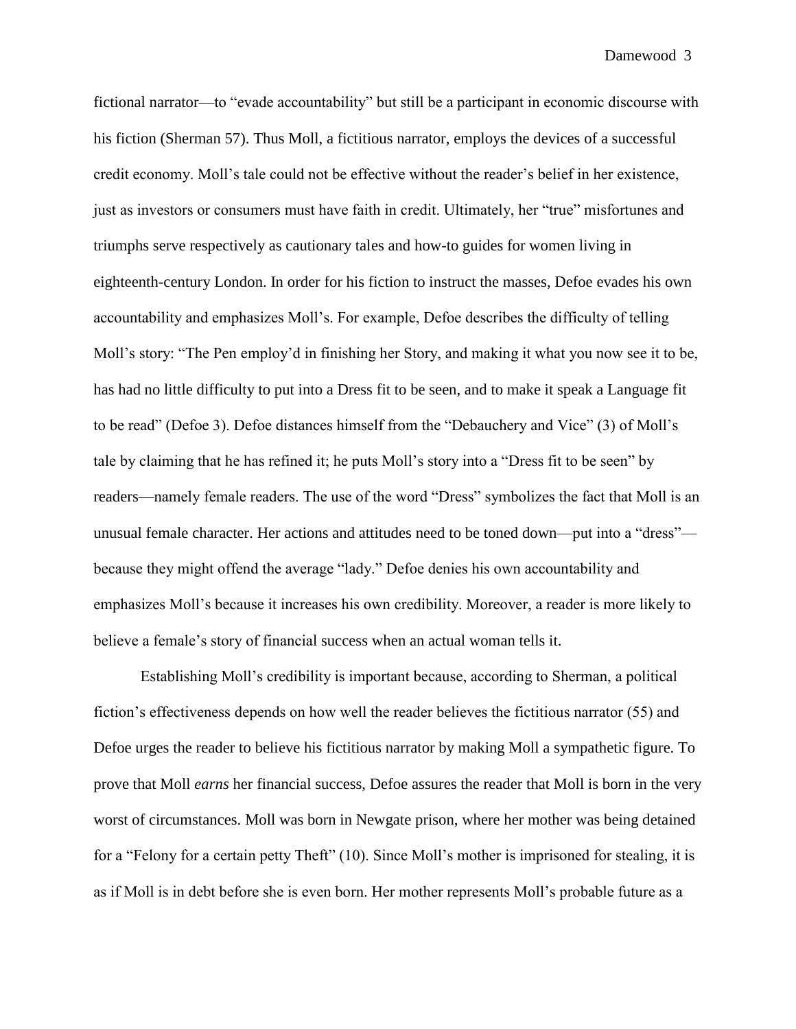fictional narrator—to "evade accountability" but still be a participant in economic discourse with his fiction (Sherman 57). Thus Moll, a fictitious narrator, employs the devices of a successful credit economy. Moll's tale could not be effective without the reader's belief in her existence, just as investors or consumers must have faith in credit. Ultimately, her "true" misfortunes and triumphs serve respectively as cautionary tales and how-to guides for women living in eighteenth-century London. In order for his fiction to instruct the masses, Defoe evades his own accountability and emphasizes Moll's. For example, Defoe describes the difficulty of telling Moll's story: "The Pen employ'd in finishing her Story, and making it what you now see it to be, has had no little difficulty to put into a Dress fit to be seen, and to make it speak a Language fit to be read" (Defoe 3). Defoe distances himself from the "Debauchery and Vice" (3) of Moll's tale by claiming that he has refined it; he puts Moll's story into a "Dress fit to be seen" by readers—namely female readers. The use of the word "Dress" symbolizes the fact that Moll is an unusual female character. Her actions and attitudes need to be toned down—put into a "dress"—because they might offend the average "lady." Defoe denies his own accountability and emphasizes Moll's because it increases his own credibility. Moreover, a reader is more likely to believe a female's story of financial success when an actual woman tells it.

Establishing Moll's credibility is important because, according to Sherman, a political fiction's effectiveness depends on how well the reader believes the fictitious narrator (55) and Defoe urges the reader to believe his fictitious narrator by making Moll a sympathetic figure. To prove that Moll *earns* her financial success, Defoe assures the reader that Moll is born in the very worst of circumstances. Moll was born in Newgate prison, where her mother was being detained for a "Felony for a certain petty Theft" (10). Since Moll's mother is imprisoned for stealing, it is as if Moll is in debt before she is even born. Her mother represents Moll's probable future as a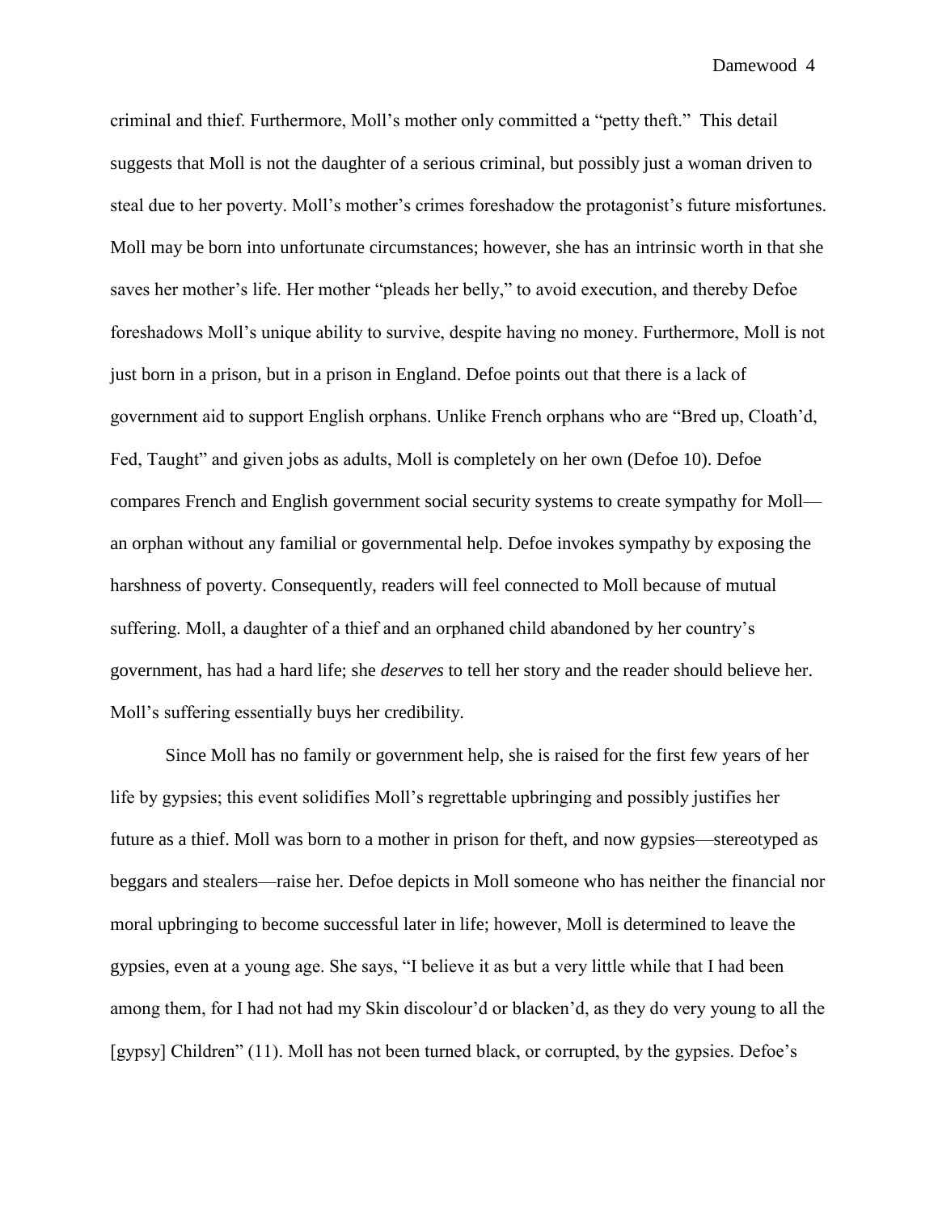criminal and thief. Furthermore, Moll's mother only committed a "petty theft." This detail suggests that Moll is not the daughter of a serious criminal, but possibly just a woman driven to steal due to her poverty. Moll's mother's crimes foreshadow the protagonist's future misfortunes. Moll may be born into unfortunate circumstances; however, she has an intrinsic worth in that she saves her mother's life. Her mother "pleads her belly," to avoid execution, and thereby Defoe foreshadows Moll's unique ability to survive, despite having no money. Furthermore, Moll is not just born in a prison, but in a prison in England. Defoe points out that there is a lack of government aid to support English orphans. Unlike French orphans who are "Bred up, Cloath'd, Fed, Taught" and given jobs as adults, Moll is completely on her own (Defoe 10). Defoe compares French and English government social security systems to create sympathy for Moll—an orphan without any familial or governmental help. Defoe invokes sympathy by exposing the harshness of poverty. Consequently, readers will feel connected to Moll because of mutual suffering. Moll, a daughter of a thief and an orphaned child abandoned by her country's government, has had a hard life; she *deserves* to tell her story and the reader should believe her. Moll's suffering essentially buys her credibility.

Since Moll has no family or government help, she is raised for the first few years of her life by gypsies; this event solidifies Moll's regrettable upbringing and possibly justifies her future as a thief. Moll was born to a mother in prison for theft, and now gypsies—stereotyped as beggars and stealers—raise her. Defoe depicts in Moll someone who has neither the financial nor moral upbringing to become successful later in life; however, Moll is determined to leave the gypsies, even at a young age. She says, "I believe it as but a very little while that I had been among them, for I had not had my Skin discolour'd or blacken'd, as they do very young to all the [gypsy] Children" (11). Moll has not been turned black, or corrupted, by the gypsies. Defoe's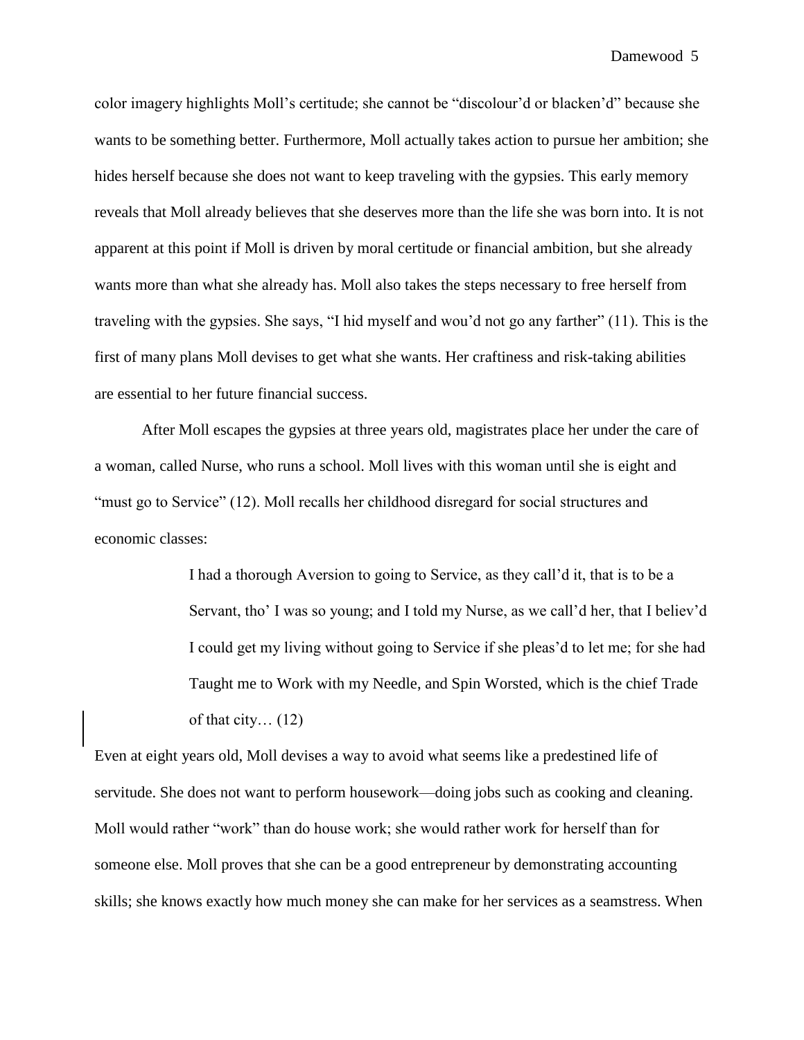color imagery highlights Moll's certitude; she cannot be "discolour'd or blacken'd" because she wants to be something better. Furthermore, Moll actually takes action to pursue her ambition; she hides herself because she does not want to keep traveling with the gypsies. This early memory reveals that Moll already believes that she deserves more than the life she was born into. It is not apparent at this point if Moll is driven by moral certitude or financial ambition, but she already wants more than what she already has. Moll also takes the steps necessary to free herself from traveling with the gypsies. She says, "I hid myself and wou'd not go any farther" (11). This is the first of many plans Moll devises to get what she wants. Her craftiness and risk-taking abilities are essential to her future financial success.

After Moll escapes the gypsies at three years old, magistrates place her under the care of a woman, called Nurse, who runs a school. Moll lives with this woman until she is eight and "must go to Service" (12). Moll recalls her childhood disregard for social structures and economic classes:

> I had a thorough Aversion to going to Service, as they call'd it, that is to be a Servant, tho' I was so young; and I told my Nurse, as we call'd her, that I believ'd I could get my living without going to Service if she pleas'd to let me; for she had Taught me to Work with my Needle, and Spin Worsted, which is the chief Trade of that city… (12)

Even at eight years old, Moll devises a way to avoid what seems like a predestined life of servitude. She does not want to perform housework—doing jobs such as cooking and cleaning. Moll would rather "work" than do house work; she would rather work for herself than for someone else. Moll proves that she can be a good entrepreneur by demonstrating accounting skills; she knows exactly how much money she can make for her services as a seamstress. When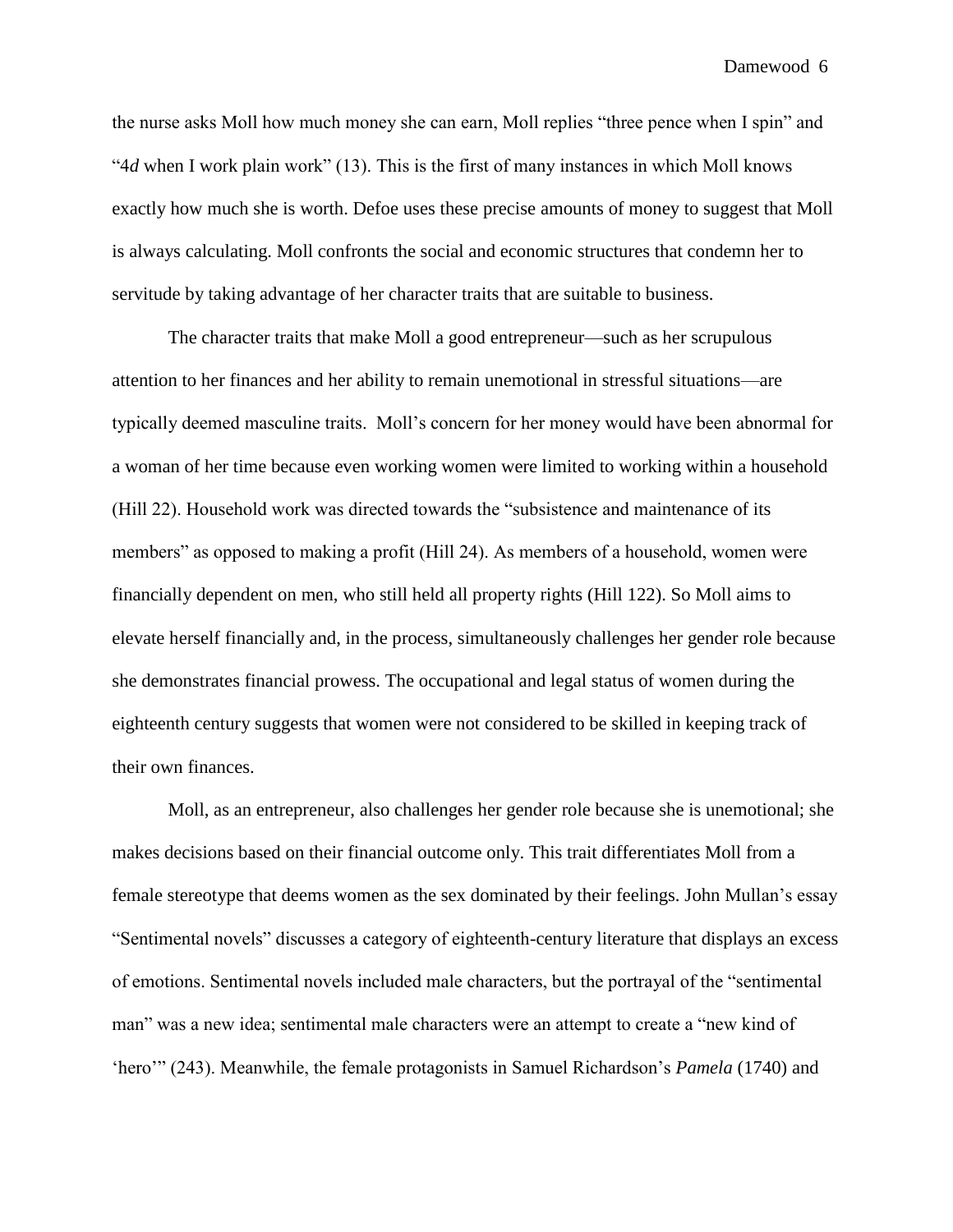the nurse asks Moll how much money she can earn, Moll replies "three pence when I spin" and "4*d* when I work plain work" (13). This is the first of many instances in which Moll knows exactly how much she is worth. Defoe uses these precise amounts of money to suggest that Moll is always calculating. Moll confronts the social and economic structures that condemn her to servitude by taking advantage of her character traits that are suitable to business.

The character traits that make Moll a good entrepreneur—such as her scrupulous attention to her finances and her ability to remain unemotional in stressful situations—are typically deemed masculine traits. Moll's concern for her money would have been abnormal for a woman of her time because even working women were limited to working within a household (Hill 22). Household work was directed towards the "subsistence and maintenance of its members" as opposed to making a profit (Hill 24). As members of a household, women were financially dependent on men, who still held all property rights (Hill 122). So Moll aims to elevate herself financially and, in the process, simultaneously challenges her gender role because she demonstrates financial prowess. The occupational and legal status of women during the eighteenth century suggests that women were not considered to be skilled in keeping track of their own finances.

Moll, as an entrepreneur, also challenges her gender role because she is unemotional; she makes decisions based on their financial outcome only. This trait differentiates Moll from a female stereotype that deems women as the sex dominated by their feelings. John Mullan's essay "Sentimental novels" discusses a category of eighteenth-century literature that displays an excess of emotions. Sentimental novels included male characters, but the portrayal of the "sentimental man" was a new idea; sentimental male characters were an attempt to create a "new kind of 'hero'" (243). Meanwhile, the female protagonists in Samuel Richardson's *Pamela* (1740) and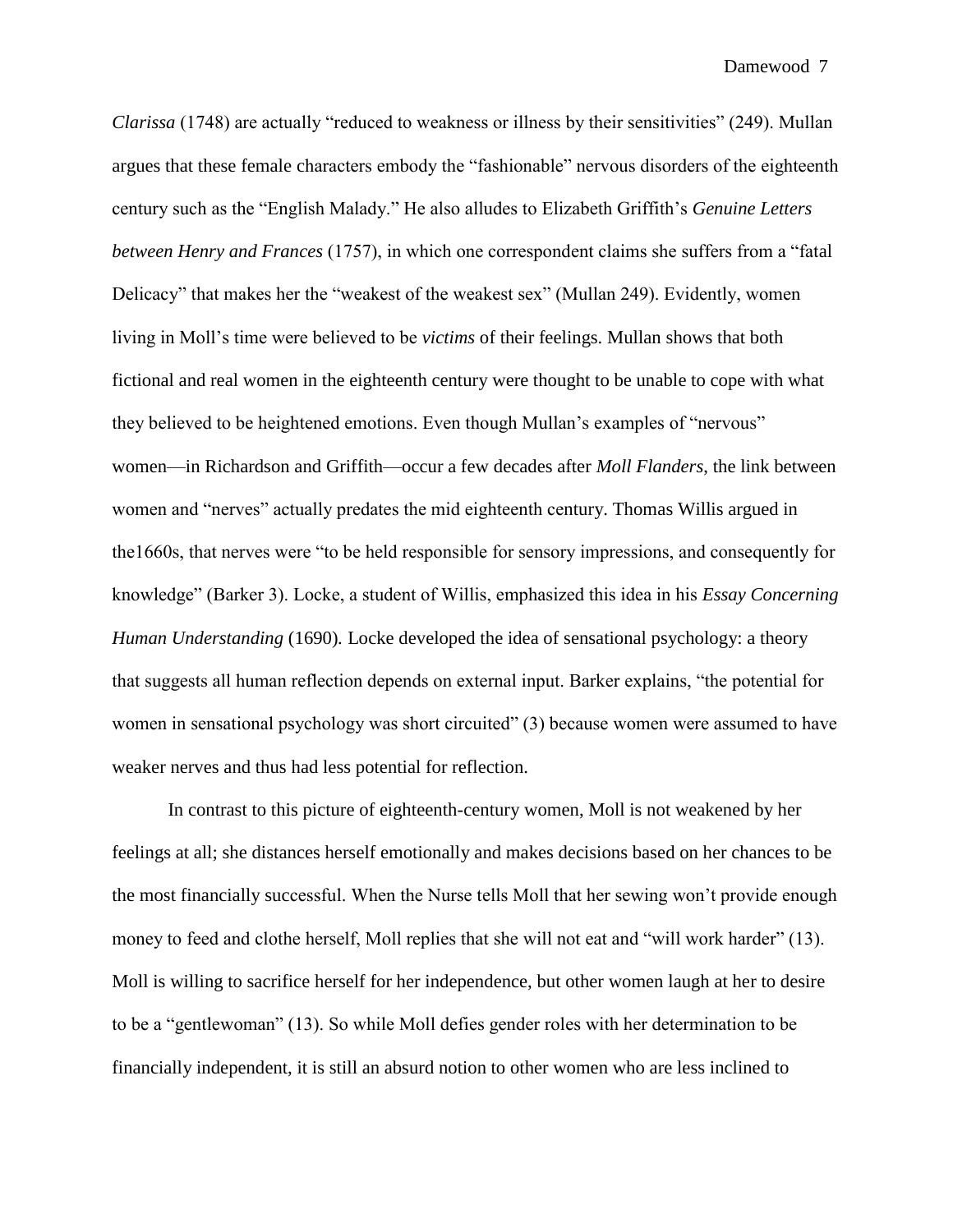*Clarissa* (1748) are actually "reduced to weakness or illness by their sensitivities" (249). Mullan argues that these female characters embody the "fashionable" nervous disorders of the eighteenth century such as the "English Malady." He also alludes to Elizabeth Griffith's *Genuine Letters between Henry and Frances* (1757), in which one correspondent claims she suffers from a "fatal Delicacy" that makes her the "weakest of the weakest sex" (Mullan 249). Evidently, women living in Moll's time were believed to be *victims* of their feelings. Mullan shows that both fictional and real women in the eighteenth century were thought to be unable to cope with what they believed to be heightened emotions. Even though Mullan's examples of "nervous" women—in Richardson and Griffith—occur a few decades after *Moll Flanders*, the link between women and "nerves" actually predates the mid eighteenth century. Thomas Willis argued in the1660s, that nerves were "to be held responsible for sensory impressions, and consequently for knowledge" (Barker 3). Locke, a student of Willis, emphasized this idea in his *Essay Concerning Human Understanding* (1690)*.* Locke developed the idea of sensational psychology: a theory that suggests all human reflection depends on external input. Barker explains, "the potential for women in sensational psychology was short circuited" (3) because women were assumed to have weaker nerves and thus had less potential for reflection.

In contrast to this picture of eighteenth-century women, Moll is not weakened by her feelings at all; she distances herself emotionally and makes decisions based on her chances to be the most financially successful. When the Nurse tells Moll that her sewing won't provide enough money to feed and clothe herself, Moll replies that she will not eat and "will work harder" (13). Moll is willing to sacrifice herself for her independence, but other women laugh at her to desire to be a "gentlewoman" (13). So while Moll defies gender roles with her determination to be financially independent, it is still an absurd notion to other women who are less inclined to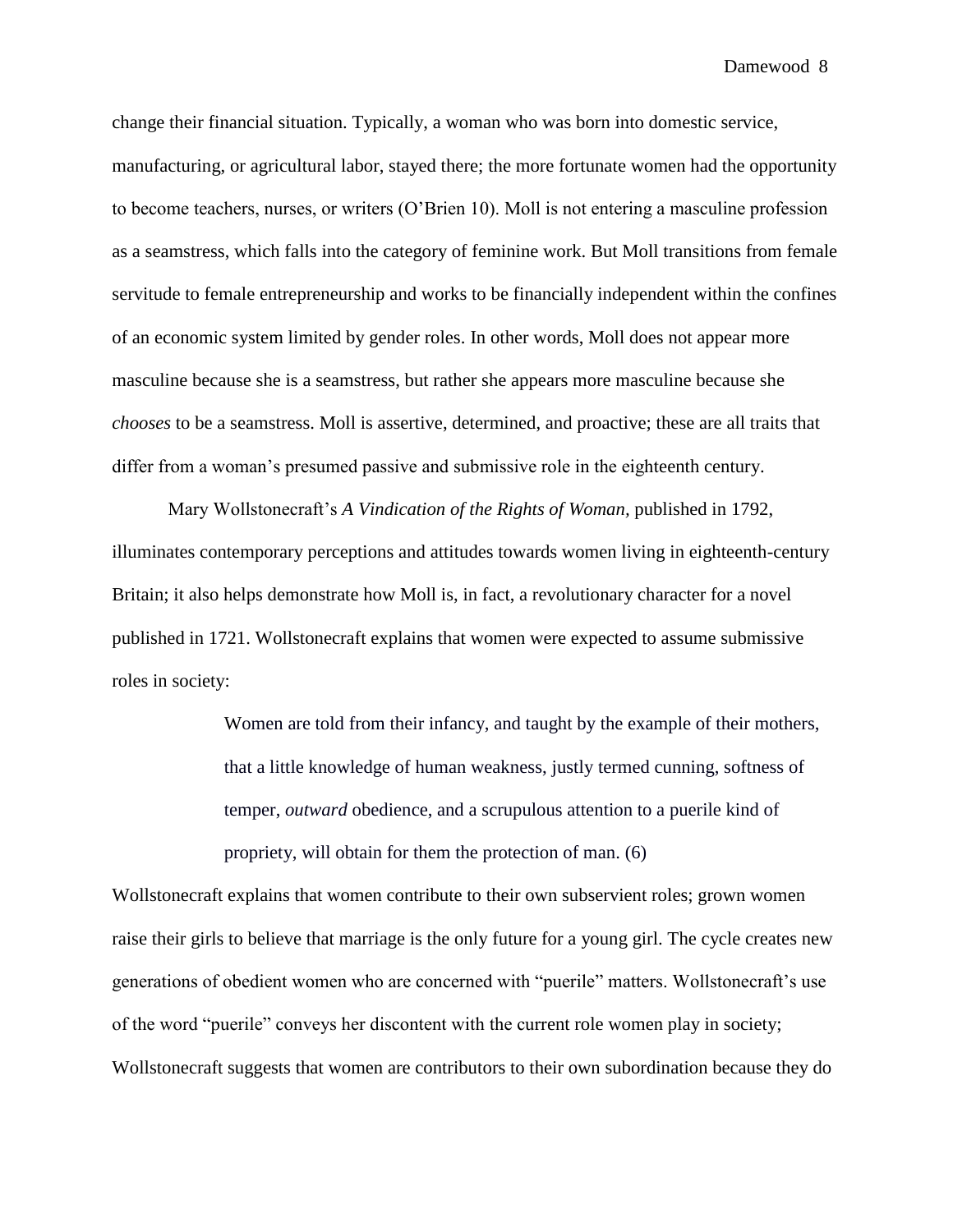change their financial situation. Typically, a woman who was born into domestic service, manufacturing, or agricultural labor, stayed there; the more fortunate women had the opportunity to become teachers, nurses, or writers (O'Brien 10). Moll is not entering a masculine profession as a seamstress, which falls into the category of feminine work. But Moll transitions from female servitude to female entrepreneurship and works to be financially independent within the confines of an economic system limited by gender roles. In other words, Moll does not appear more masculine because she is a seamstress, but rather she appears more masculine because she *chooses* to be a seamstress. Moll is assertive, determined, and proactive; these are all traits that differ from a woman's presumed passive and submissive role in the eighteenth century.

Mary Wollstonecraft's *A Vindication of the Rights of Woman,* published in 1792, illuminates contemporary perceptions and attitudes towards women living in eighteenth-century Britain; it also helps demonstrate how Moll is, in fact, a revolutionary character for a novel published in 1721. Wollstonecraft explains that women were expected to assume submissive roles in society:

> Women are told from their infancy, and taught by the example of their mothers, that a little knowledge of human weakness, justly termed cunning, softness of temper, *outward* obedience, and a scrupulous attention to a puerile kind of propriety, will obtain for them the protection of man. (6)

Wollstonecraft explains that women contribute to their own subservient roles; grown women raise their girls to believe that marriage is the only future for a young girl. The cycle creates new generations of obedient women who are concerned with "puerile" matters. Wollstonecraft's use of the word "puerile" conveys her discontent with the current role women play in society; Wollstonecraft suggests that women are contributors to their own subordination because they do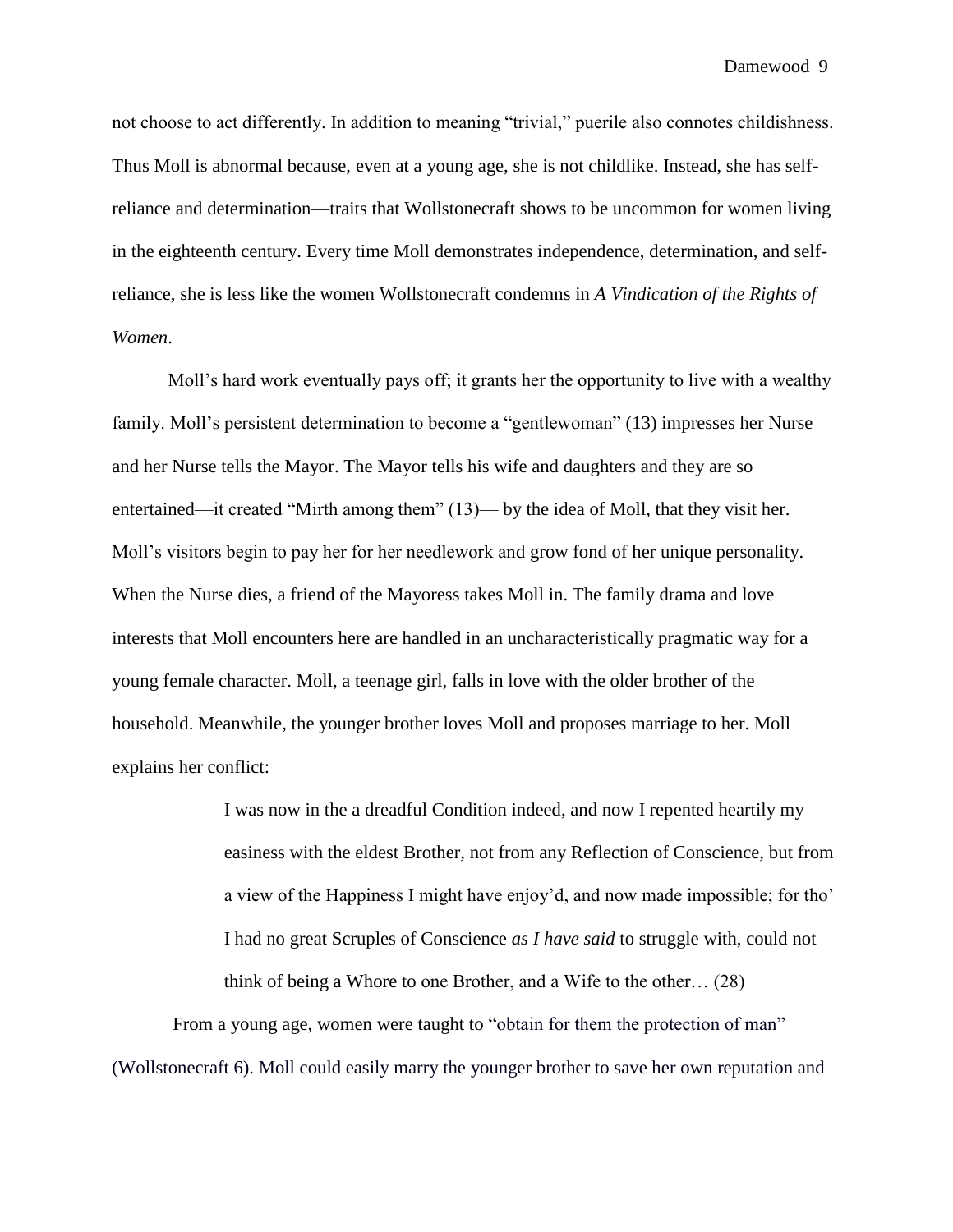not choose to act differently. In addition to meaning "trivial," puerile also connotes childishness. Thus Moll is abnormal because, even at a young age, she is not childlike. Instead, she has self-reliance and determination—traits that Wollstonecraft shows to be uncommon for women living in the eighteenth century. Every time Moll demonstrates independence, determination, and self-reliance, she is less like the women Wollstonecraft condemns in *A Vindication of the Rights of Women*.

Moll's hard work eventually pays off; it grants her the opportunity to live with a wealthy family. Moll's persistent determination to become a "gentlewoman" (13) impresses her Nurse and her Nurse tells the Mayor. The Mayor tells his wife and daughters and they are so entertained—it created "Mirth among them" (13)— by the idea of Moll, that they visit her. Moll's visitors begin to pay her for her needlework and grow fond of her unique personality. When the Nurse dies, a friend of the Mayoress takes Moll in. The family drama and love interests that Moll encounters here are handled in an uncharacteristically pragmatic way for a young female character. Moll, a teenage girl, falls in love with the older brother of the household. Meanwhile, the younger brother loves Moll and proposes marriage to her. Moll explains her conflict:

> I was now in the a dreadful Condition indeed, and now I repented heartily my easiness with the eldest Brother, not from any Reflection of Conscience, but from a view of the Happiness I might have enjoy'd, and now made impossible; for tho' I had no great Scruples of Conscience *as I have said* to struggle with, could not think of being a Whore to one Brother, and a Wife to the other… (28)

From a young age, women were taught to "obtain for them the protection of man" (Wollstonecraft 6). Moll could easily marry the younger brother to save her own reputation and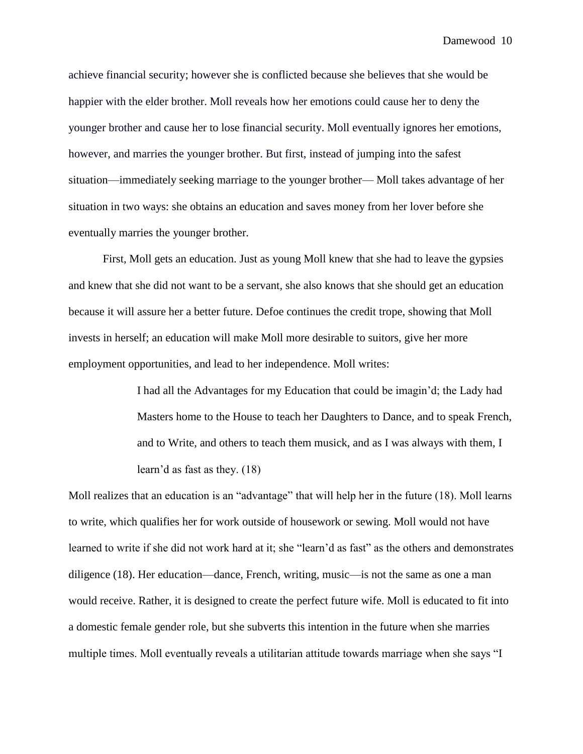achieve financial security; however she is conflicted because she believes that she would be happier with the elder brother. Moll reveals how her emotions could cause her to deny the younger brother and cause her to lose financial security. Moll eventually ignores her emotions, however, and marries the younger brother. But first, instead of jumping into the safest situation—immediately seeking marriage to the younger brother— Moll takes advantage of her situation in two ways: she obtains an education and saves money from her lover before she eventually marries the younger brother.

First, Moll gets an education. Just as young Moll knew that she had to leave the gypsies and knew that she did not want to be a servant, she also knows that she should get an education because it will assure her a better future. Defoe continues the credit trope, showing that Moll invests in herself; an education will make Moll more desirable to suitors, give her more employment opportunities, and lead to her independence. Moll writes:

> I had all the Advantages for my Education that could be imagin'd; the Lady had Masters home to the House to teach her Daughters to Dance, and to speak French, and to Write, and others to teach them musick, and as I was always with them, I learn'd as fast as they. (18)

Moll realizes that an education is an "advantage" that will help her in the future (18). Moll learns to write, which qualifies her for work outside of housework or sewing. Moll would not have learned to write if she did not work hard at it; she "learn'd as fast" as the others and demonstrates diligence (18). Her education—dance, French, writing, music—is not the same as one a man would receive. Rather, it is designed to create the perfect future wife. Moll is educated to fit into a domestic female gender role, but she subverts this intention in the future when she marries multiple times. Moll eventually reveals a utilitarian attitude towards marriage when she says "I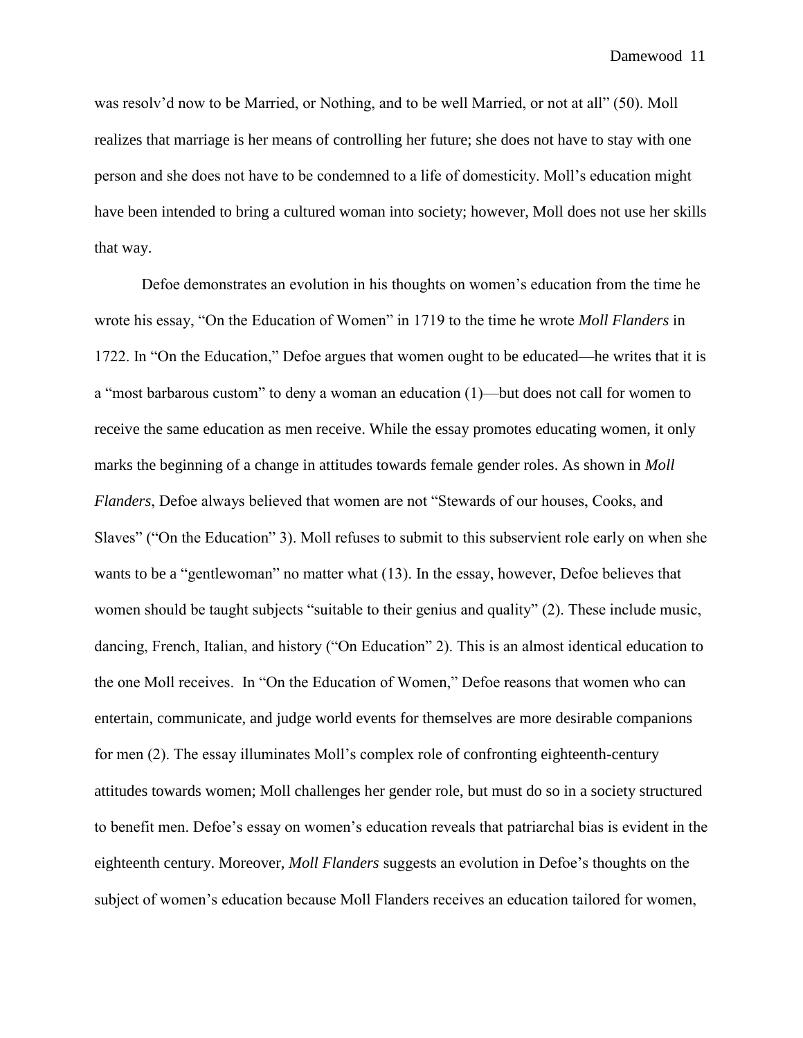was resolv'd now to be Married, or Nothing, and to be well Married, or not at all" (50). Moll realizes that marriage is her means of controlling her future; she does not have to stay with one person and she does not have to be condemned to a life of domesticity. Moll's education might have been intended to bring a cultured woman into society; however, Moll does not use her skills that way.

Defoe demonstrates an evolution in his thoughts on women's education from the time he wrote his essay, "On the Education of Women" in 1719 to the time he wrote *Moll Flanders* in 1722. In "On the Education," Defoe argues that women ought to be educated—he writes that it is a "most barbarous custom" to deny a woman an education (1)—but does not call for women to receive the same education as men receive. While the essay promotes educating women, it only marks the beginning of a change in attitudes towards female gender roles. As shown in *Moll Flanders*, Defoe always believed that women are not "Stewards of our houses, Cooks, and Slaves" ("On the Education" 3). Moll refuses to submit to this subservient role early on when she wants to be a "gentlewoman" no matter what (13). In the essay, however, Defoe believes that women should be taught subjects "suitable to their genius and quality" (2). These include music, dancing, French, Italian, and history ("On Education" 2). This is an almost identical education to the one Moll receives. In "On the Education of Women," Defoe reasons that women who can entertain, communicate, and judge world events for themselves are more desirable companions for men (2). The essay illuminates Moll's complex role of confronting eighteenth-century attitudes towards women; Moll challenges her gender role, but must do so in a society structured to benefit men. Defoe's essay on women's education reveals that patriarchal bias is evident in the eighteenth century. Moreover, *Moll Flanders* suggests an evolution in Defoe's thoughts on the subject of women's education because Moll Flanders receives an education tailored for women,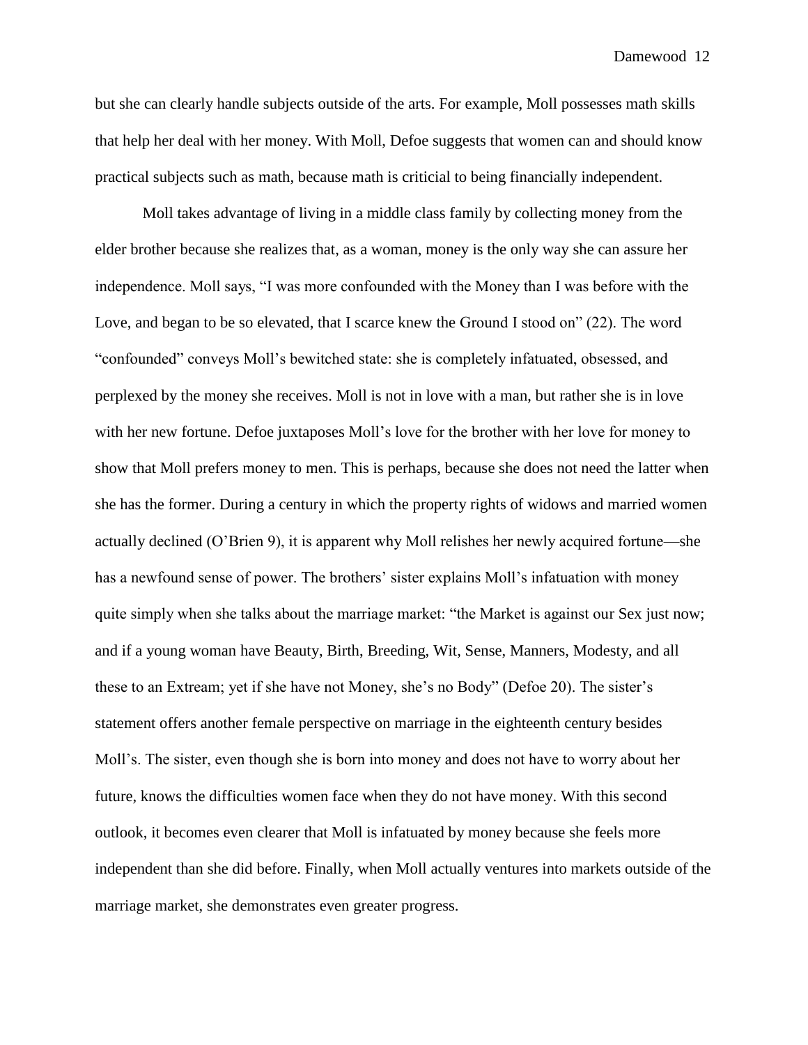but she can clearly handle subjects outside of the arts. For example, Moll possesses math skills that help her deal with her money. With Moll, Defoe suggests that women can and should know practical subjects such as math, because math is criticial to being financially independent.

Moll takes advantage of living in a middle class family by collecting money from the elder brother because she realizes that, as a woman, money is the only way she can assure her independence. Moll says, "I was more confounded with the Money than I was before with the Love, and began to be so elevated, that I scarce knew the Ground I stood on" (22). The word "confounded" conveys Moll's bewitched state: she is completely infatuated, obsessed, and perplexed by the money she receives. Moll is not in love with a man, but rather she is in love with her new fortune. Defoe juxtaposes Moll's love for the brother with her love for money to show that Moll prefers money to men. This is perhaps, because she does not need the latter when she has the former. During a century in which the property rights of widows and married women actually declined (O'Brien 9), it is apparent why Moll relishes her newly acquired fortune—she has a newfound sense of power. The brothers' sister explains Moll's infatuation with money quite simply when she talks about the marriage market: "the Market is against our Sex just now; and if a young woman have Beauty, Birth, Breeding, Wit, Sense, Manners, Modesty, and all these to an Extream; yet if she have not Money, she's no Body" (Defoe 20). The sister's statement offers another female perspective on marriage in the eighteenth century besides Moll's. The sister, even though she is born into money and does not have to worry about her future, knows the difficulties women face when they do not have money. With this second outlook, it becomes even clearer that Moll is infatuated by money because she feels more independent than she did before. Finally, when Moll actually ventures into markets outside of the marriage market, she demonstrates even greater progress.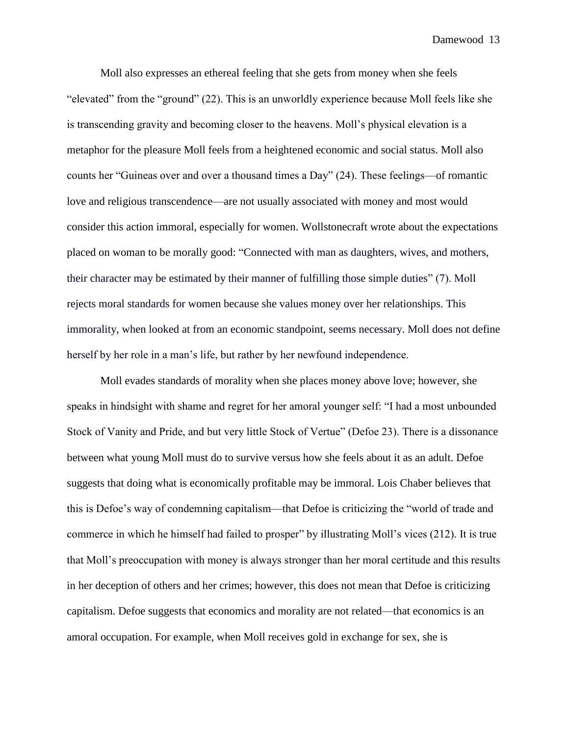Moll also expresses an ethereal feeling that she gets from money when she feels "elevated" from the "ground" (22). This is an unworldly experience because Moll feels like she is transcending gravity and becoming closer to the heavens. Moll's physical elevation is a metaphor for the pleasure Moll feels from a heightened economic and social status. Moll also counts her "Guineas over and over a thousand times a Day" (24). These feelings—of romantic love and religious transcendence—are not usually associated with money and most would consider this action immoral, especially for women. Wollstonecraft wrote about the expectations placed on woman to be morally good: "Connected with man as daughters, wives, and mothers, their character may be estimated by their manner of fulfilling those simple duties" (7). Moll rejects moral standards for women because she values money over her relationships. This immorality, when looked at from an economic standpoint, seems necessary. Moll does not define herself by her role in a man's life, but rather by her newfound independence.

Moll evades standards of morality when she places money above love; however, she speaks in hindsight with shame and regret for her amoral younger self: "I had a most unbounded Stock of Vanity and Pride, and but very little Stock of Vertue" (Defoe 23). There is a dissonance between what young Moll must do to survive versus how she feels about it as an adult. Defoe suggests that doing what is economically profitable may be immoral. Lois Chaber believes that this is Defoe's way of condemning capitalism—that Defoe is criticizing the "world of trade and commerce in which he himself had failed to prosper" by illustrating Moll's vices (212). It is true that Moll's preoccupation with money is always stronger than her moral certitude and this results in her deception of others and her crimes; however, this does not mean that Defoe is criticizing capitalism. Defoe suggests that economics and morality are not related—that economics is an amoral occupation. For example, when Moll receives gold in exchange for sex, she is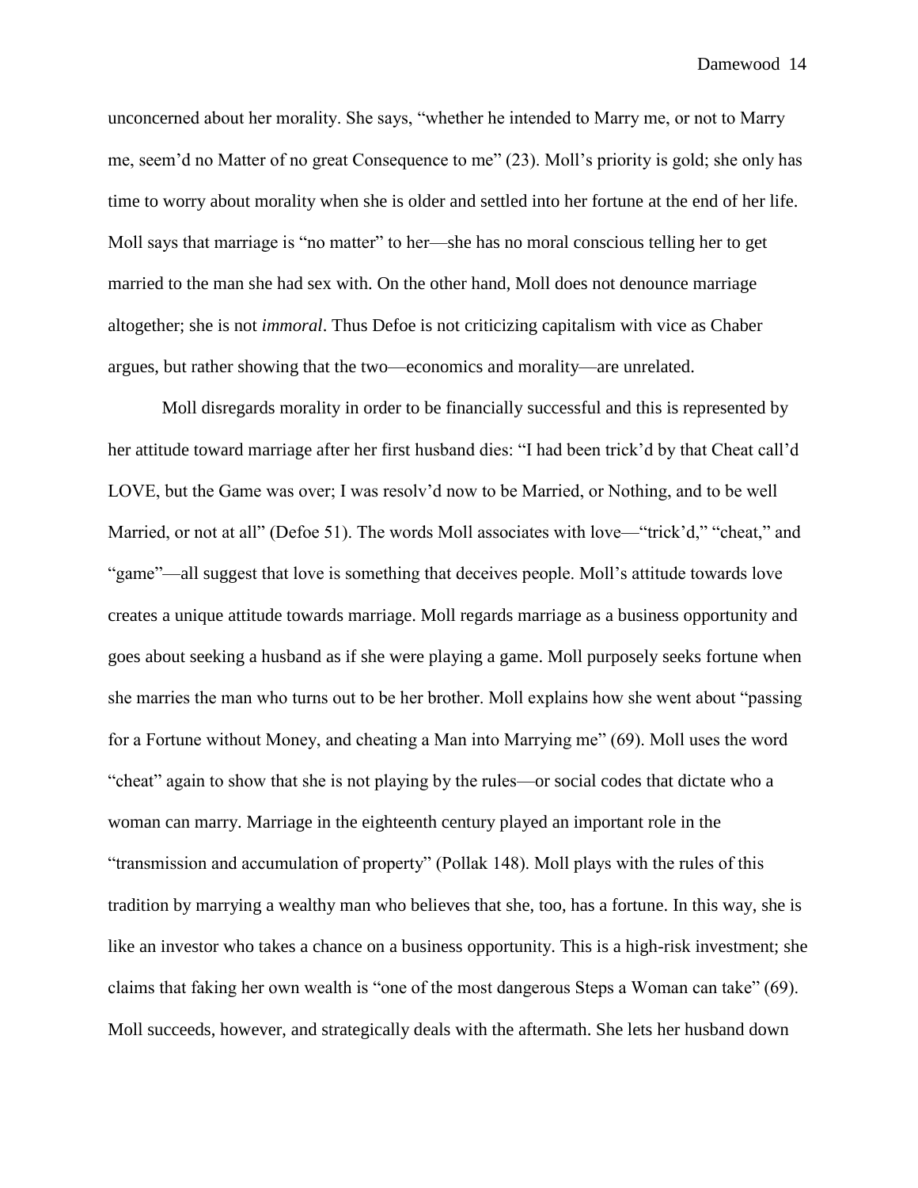unconcerned about her morality. She says, "whether he intended to Marry me, or not to Marry me, seem'd no Matter of no great Consequence to me" (23). Moll's priority is gold; she only has time to worry about morality when she is older and settled into her fortune at the end of her life. Moll says that marriage is "no matter" to her—she has no moral conscious telling her to get married to the man she had sex with. On the other hand, Moll does not denounce marriage altogether; she is not *immoral*. Thus Defoe is not criticizing capitalism with vice as Chaber argues, but rather showing that the two—economics and morality—are unrelated.

Moll disregards morality in order to be financially successful and this is represented by her attitude toward marriage after her first husband dies: "I had been trick'd by that Cheat call'd LOVE, but the Game was over; I was resolv'd now to be Married, or Nothing, and to be well Married, or not at all" (Defoe 51). The words Moll associates with love—"trick'd," "cheat," and "game"—all suggest that love is something that deceives people. Moll's attitude towards love creates a unique attitude towards marriage. Moll regards marriage as a business opportunity and goes about seeking a husband as if she were playing a game. Moll purposely seeks fortune when she marries the man who turns out to be her brother. Moll explains how she went about "passing for a Fortune without Money, and cheating a Man into Marrying me" (69). Moll uses the word "cheat" again to show that she is not playing by the rules—or social codes that dictate who a woman can marry. Marriage in the eighteenth century played an important role in the "transmission and accumulation of property" (Pollak 148). Moll plays with the rules of this tradition by marrying a wealthy man who believes that she, too, has a fortune. In this way, she is like an investor who takes a chance on a business opportunity. This is a high-risk investment; she claims that faking her own wealth is "one of the most dangerous Steps a Woman can take" (69). Moll succeeds, however, and strategically deals with the aftermath. She lets her husband down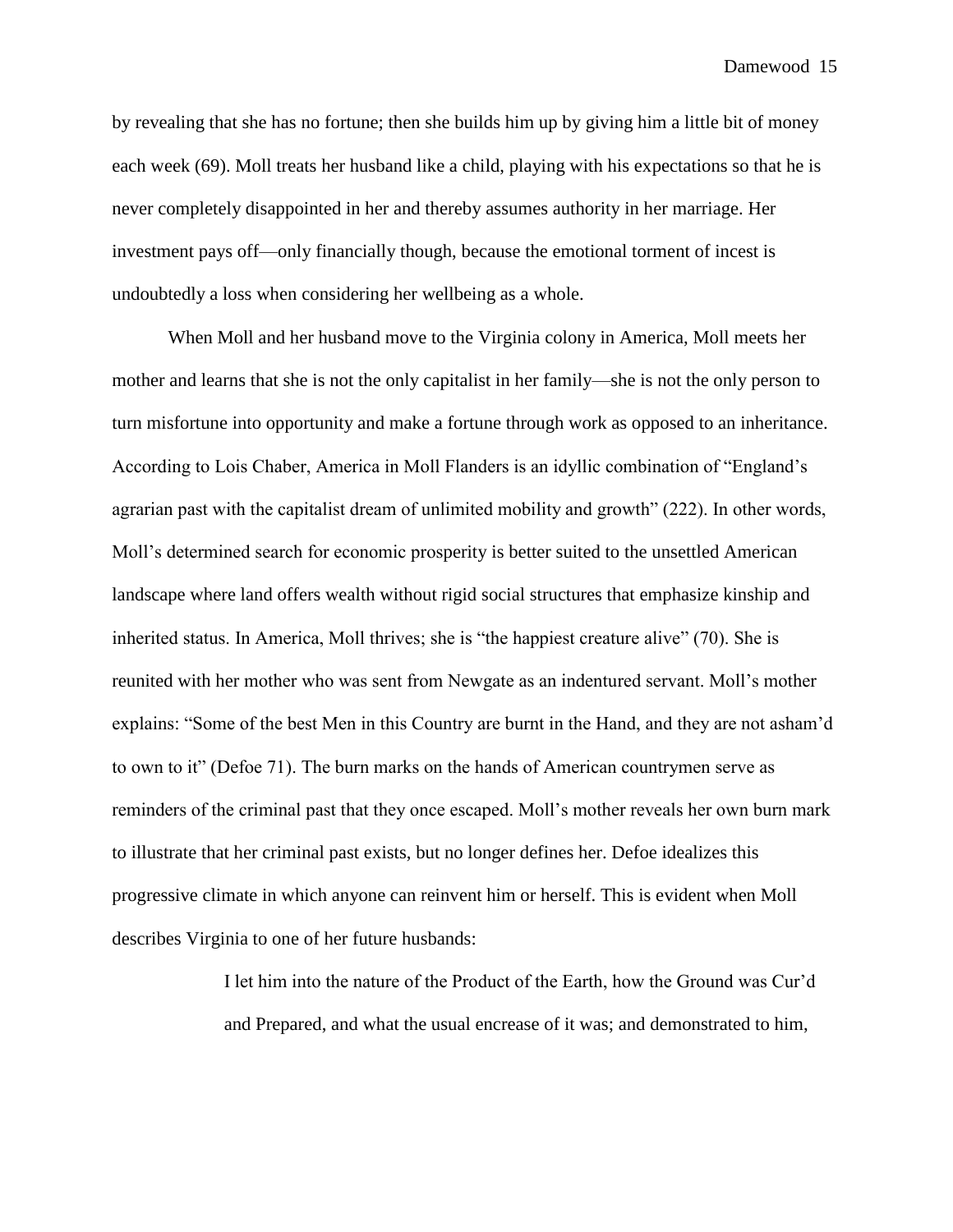by revealing that she has no fortune; then she builds him up by giving him a little bit of money each week (69). Moll treats her husband like a child, playing with his expectations so that he is never completely disappointed in her and thereby assumes authority in her marriage. Her investment pays off—only financially though, because the emotional torment of incest is undoubtedly a loss when considering her wellbeing as a whole.

When Moll and her husband move to the Virginia colony in America, Moll meets her mother and learns that she is not the only capitalist in her family—she is not the only person to turn misfortune into opportunity and make a fortune through work as opposed to an inheritance. According to Lois Chaber, America in Moll Flanders is an idyllic combination of "England's agrarian past with the capitalist dream of unlimited mobility and growth" (222). In other words, Moll's determined search for economic prosperity is better suited to the unsettled American landscape where land offers wealth without rigid social structures that emphasize kinship and inherited status. In America, Moll thrives; she is "the happiest creature alive" (70). She is reunited with her mother who was sent from Newgate as an indentured servant. Moll's mother explains: "Some of the best Men in this Country are burnt in the Hand, and they are not asham'd to own to it" (Defoe 71). The burn marks on the hands of American countrymen serve as reminders of the criminal past that they once escaped. Moll's mother reveals her own burn mark to illustrate that her criminal past exists, but no longer defines her. Defoe idealizes this progressive climate in which anyone can reinvent him or herself. This is evident when Moll describes Virginia to one of her future husbands:

> I let him into the nature of the Product of the Earth, how the Ground was Cur'd and Prepared, and what the usual encrease of it was; and demonstrated to him,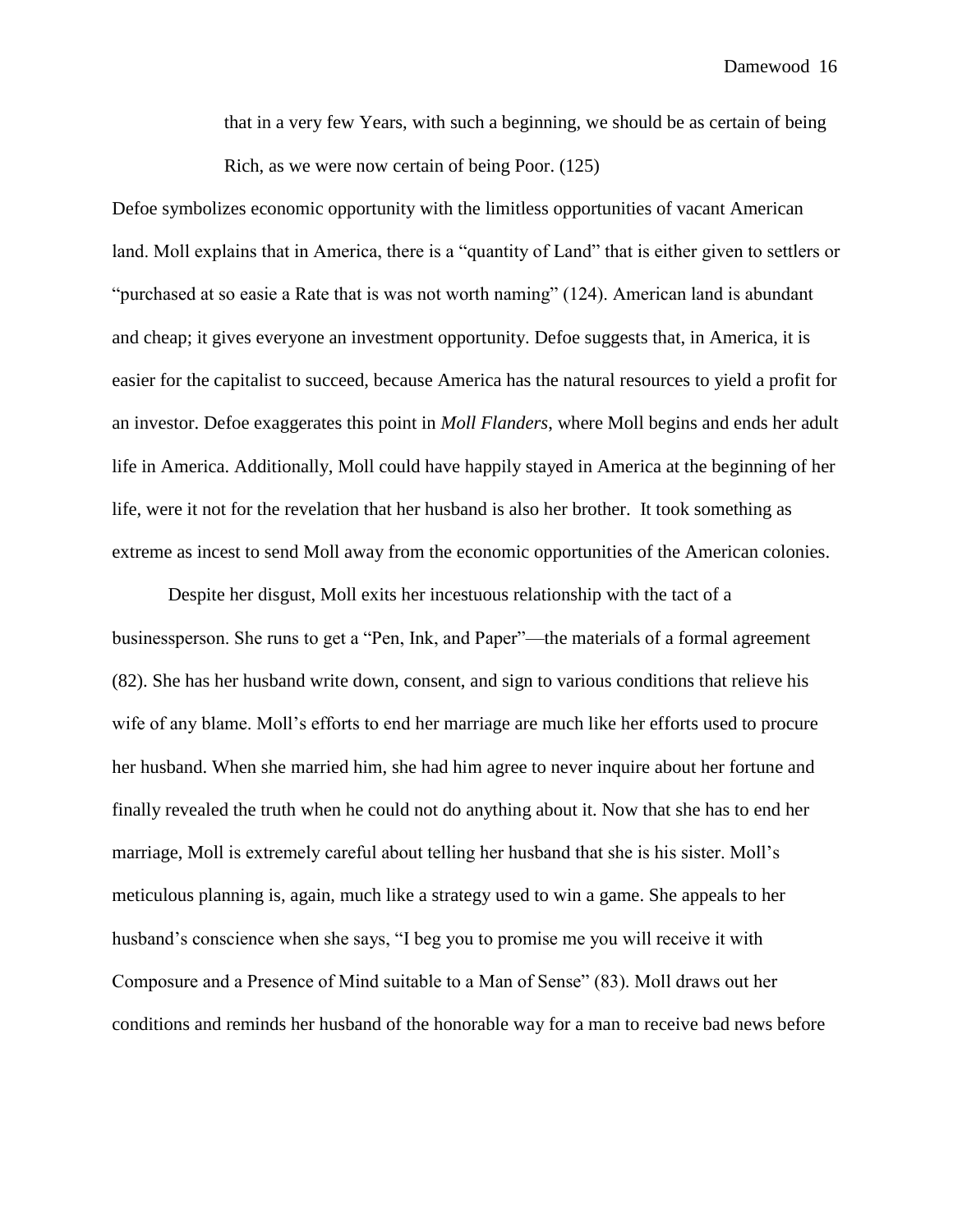> that in a very few Years, with such a beginning, we should be as certain of being Rich, as we were now certain of being Poor. (125)

Defoe symbolizes economic opportunity with the limitless opportunities of vacant American land. Moll explains that in America, there is a "quantity of Land" that is either given to settlers or "purchased at so easie a Rate that is was not worth naming" (124). American land is abundant and cheap; it gives everyone an investment opportunity. Defoe suggests that, in America, it is easier for the capitalist to succeed, because America has the natural resources to yield a profit for an investor. Defoe exaggerates this point in *Moll Flanders*, where Moll begins and ends her adult life in America. Additionally, Moll could have happily stayed in America at the beginning of her life, were it not for the revelation that her husband is also her brother. It took something as extreme as incest to send Moll away from the economic opportunities of the American colonies.

Despite her disgust, Moll exits her incestuous relationship with the tact of a businessperson. She runs to get a "Pen, Ink, and Paper"—the materials of a formal agreement (82). She has her husband write down, consent, and sign to various conditions that relieve his wife of any blame. Moll's efforts to end her marriage are much like her efforts used to procure her husband. When she married him, she had him agree to never inquire about her fortune and finally revealed the truth when he could not do anything about it. Now that she has to end her marriage, Moll is extremely careful about telling her husband that she is his sister. Moll's meticulous planning is, again, much like a strategy used to win a game. She appeals to her husband's conscience when she says, "I beg you to promise me you will receive it with Composure and a Presence of Mind suitable to a Man of Sense" (83). Moll draws out her conditions and reminds her husband of the honorable way for a man to receive bad news before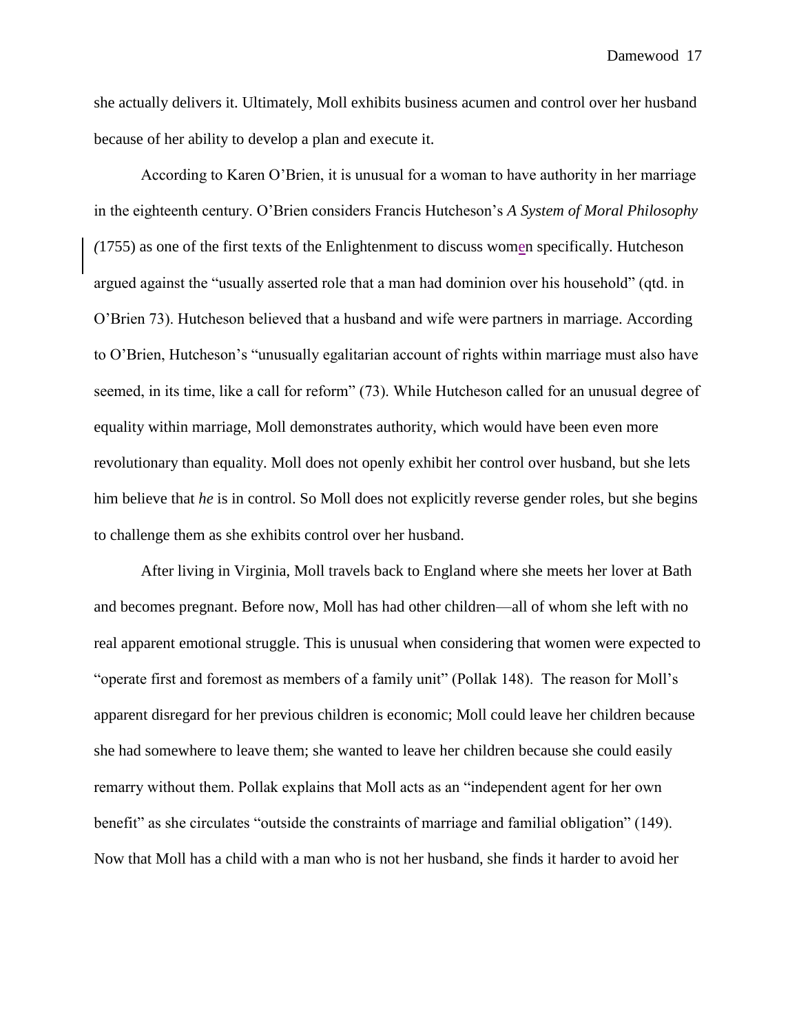she actually delivers it. Ultimately, Moll exhibits business acumen and control over her husband because of her ability to develop a plan and execute it.

According to Karen O'Brien, it is unusual for a woman to have authority in her marriage in the eighteenth century. O'Brien considers Francis Hutcheson's *A System of Moral Philosophy* (1755) as one of the first texts of the Enlightenment to discuss women specifically. Hutcheson argued against the "usually asserted role that a man had dominion over his household" (qtd. in O'Brien 73). Hutcheson believed that a husband and wife were partners in marriage. According to O'Brien, Hutcheson's "unusually egalitarian account of rights within marriage must also have seemed, in its time, like a call for reform" (73). While Hutcheson called for an unusual degree of equality within marriage, Moll demonstrates authority, which would have been even more revolutionary than equality. Moll does not openly exhibit her control over husband, but she lets him believe that *he* is in control. So Moll does not explicitly reverse gender roles, but she begins to challenge them as she exhibits control over her husband.

After living in Virginia, Moll travels back to England where she meets her lover at Bath and becomes pregnant. Before now, Moll has had other children—all of whom she left with no real apparent emotional struggle. This is unusual when considering that women were expected to "operate first and foremost as members of a family unit" (Pollak 148). The reason for Moll's apparent disregard for her previous children is economic; Moll could leave her children because she had somewhere to leave them; she wanted to leave her children because she could easily remarry without them. Pollak explains that Moll acts as an "independent agent for her own benefit" as she circulates "outside the constraints of marriage and familial obligation" (149). Now that Moll has a child with a man who is not her husband, she finds it harder to avoid her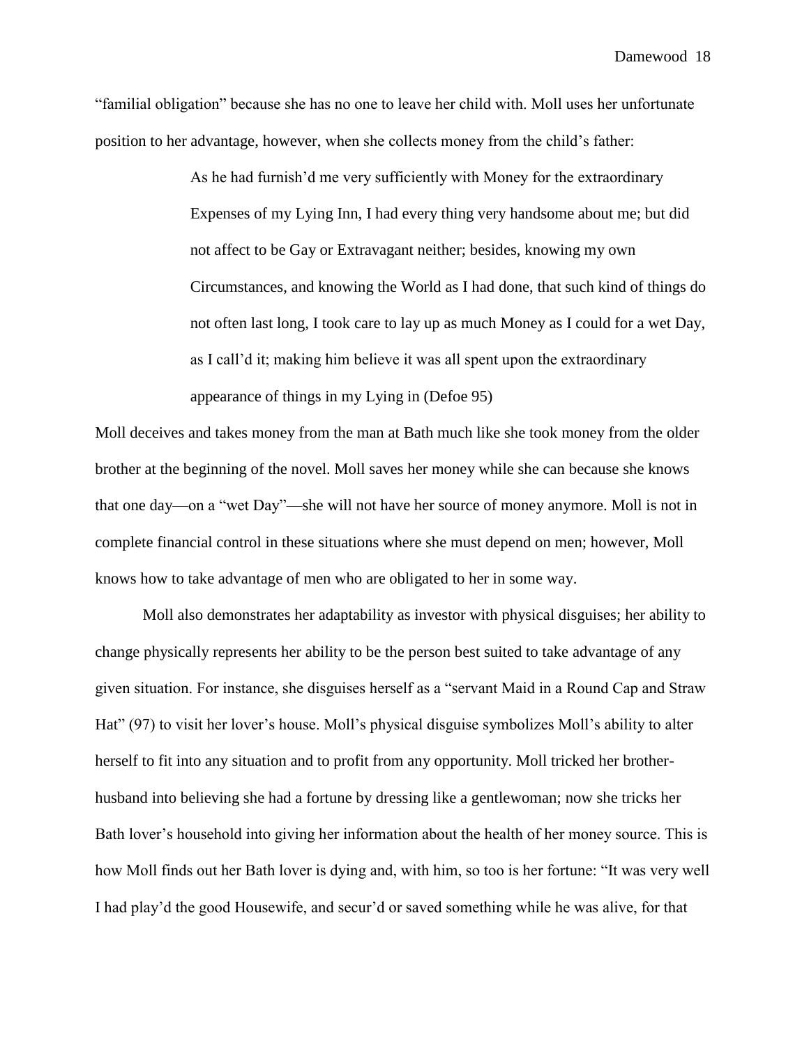"familial obligation" because she has no one to leave her child with. Moll uses her unfortunate position to her advantage, however, when she collects money from the child's father:

> As he had furnish'd me very sufficiently with Money for the extraordinary Expenses of my Lying Inn, I had every thing very handsome about me; but did not affect to be Gay or Extravagant neither; besides, knowing my own Circumstances, and knowing the World as I had done, that such kind of things do not often last long, I took care to lay up as much Money as I could for a wet Day, as I call'd it; making him believe it was all spent upon the extraordinary appearance of things in my Lying in (Defoe 95)

Moll deceives and takes money from the man at Bath much like she took money from the older brother at the beginning of the novel. Moll saves her money while she can because she knows that one day—on a "wet Day"—she will not have her source of money anymore. Moll is not in complete financial control in these situations where she must depend on men; however, Moll knows how to take advantage of men who are obligated to her in some way.

Moll also demonstrates her adaptability as investor with physical disguises; her ability to change physically represents her ability to be the person best suited to take advantage of any given situation. For instance, she disguises herself as a "servant Maid in a Round Cap and Straw Hat" (97) to visit her lover's house. Moll's physical disguise symbolizes Moll's ability to alter herself to fit into any situation and to profit from any opportunity. Moll tricked her brother-husband into believing she had a fortune by dressing like a gentlewoman; now she tricks her Bath lover's household into giving her information about the health of her money source. This is how Moll finds out her Bath lover is dying and, with him, so too is her fortune: "It was very well I had play'd the good Housewife, and secur'd or saved something while he was alive, for that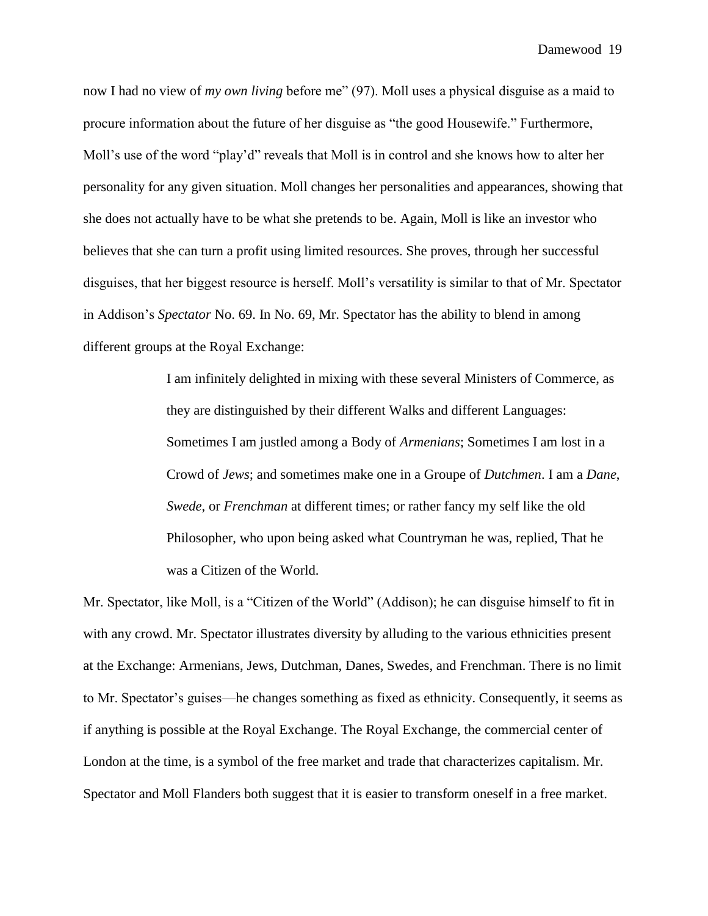now I had no view of *my own living* before me" (97). Moll uses a physical disguise as a maid to procure information about the future of her disguise as "the good Housewife." Furthermore, Moll's use of the word "play'd" reveals that Moll is in control and she knows how to alter her personality for any given situation. Moll changes her personalities and appearances, showing that she does not actually have to be what she pretends to be. Again, Moll is like an investor who believes that she can turn a profit using limited resources. She proves, through her successful disguises, that her biggest resource is herself. Moll's versatility is similar to that of Mr. Spectator in Addison's *Spectator* No. 69. In No. 69, Mr. Spectator has the ability to blend in among different groups at the Royal Exchange:

> I am infinitely delighted in mixing with these several Ministers of Commerce, as they are distinguished by their different Walks and different Languages: Sometimes I am justled among a Body of *Armenians*; Sometimes I am lost in a Crowd of *Jews*; and sometimes make one in a Groupe of *Dutchmen*. I am a *Dane*, *Swede*, or *Frenchman* at different times; or rather fancy my self like the old Philosopher, who upon being asked what Countryman he was, replied, That he was a Citizen of the World.

Mr. Spectator, like Moll, is a "Citizen of the World" (Addison); he can disguise himself to fit in with any crowd. Mr. Spectator illustrates diversity by alluding to the various ethnicities present at the Exchange: Armenians, Jews, Dutchman, Danes, Swedes, and Frenchman. There is no limit to Mr. Spectator's guises—he changes something as fixed as ethnicity. Consequently, it seems as if anything is possible at the Royal Exchange. The Royal Exchange, the commercial center of London at the time, is a symbol of the free market and trade that characterizes capitalism. Mr. Spectator and Moll Flanders both suggest that it is easier to transform oneself in a free market.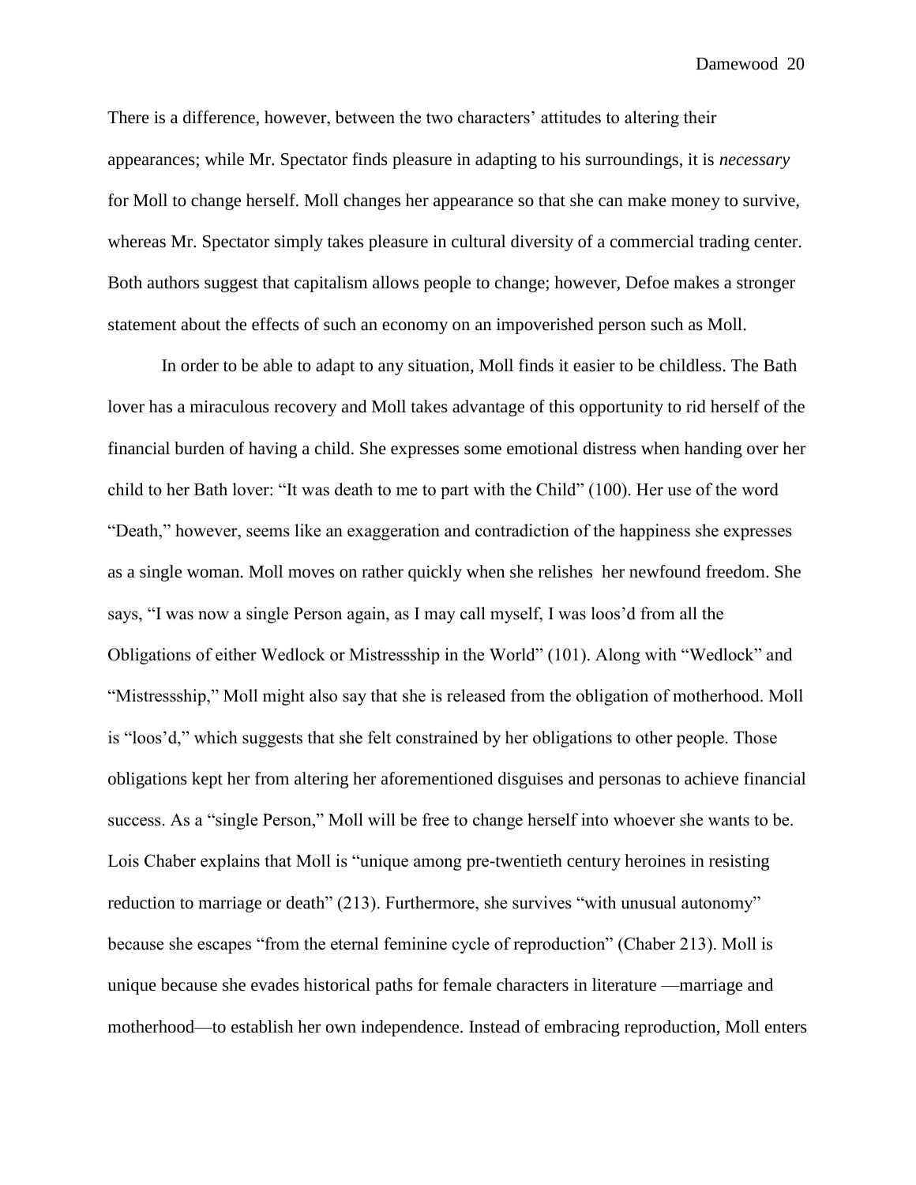There is a difference, however, between the two characters' attitudes to altering their appearances; while Mr. Spectator finds pleasure in adapting to his surroundings, it is *necessary* for Moll to change herself. Moll changes her appearance so that she can make money to survive, whereas Mr. Spectator simply takes pleasure in cultural diversity of a commercial trading center. Both authors suggest that capitalism allows people to change; however, Defoe makes a stronger statement about the effects of such an economy on an impoverished person such as Moll.

In order to be able to adapt to any situation, Moll finds it easier to be childless. The Bath lover has a miraculous recovery and Moll takes advantage of this opportunity to rid herself of the financial burden of having a child. She expresses some emotional distress when handing over her child to her Bath lover: "It was death to me to part with the Child" (100). Her use of the word "Death," however, seems like an exaggeration and contradiction of the happiness she expresses as a single woman. Moll moves on rather quickly when she relishes her newfound freedom. She says, "I was now a single Person again, as I may call myself, I was loos'd from all the Obligations of either Wedlock or Mistressship in the World" (101). Along with "Wedlock" and "Mistressship," Moll might also say that she is released from the obligation of motherhood. Moll is "loos'd," which suggests that she felt constrained by her obligations to other people. Those obligations kept her from altering her aforementioned disguises and personas to achieve financial success. As a "single Person," Moll will be free to change herself into whoever she wants to be. Lois Chaber explains that Moll is "unique among pre-twentieth century heroines in resisting reduction to marriage or death" (213). Furthermore, she survives "with unusual autonomy" because she escapes "from the eternal feminine cycle of reproduction" (Chaber 213). Moll is unique because she evades historical paths for female characters in literature —marriage and motherhood—to establish her own independence. Instead of embracing reproduction, Moll enters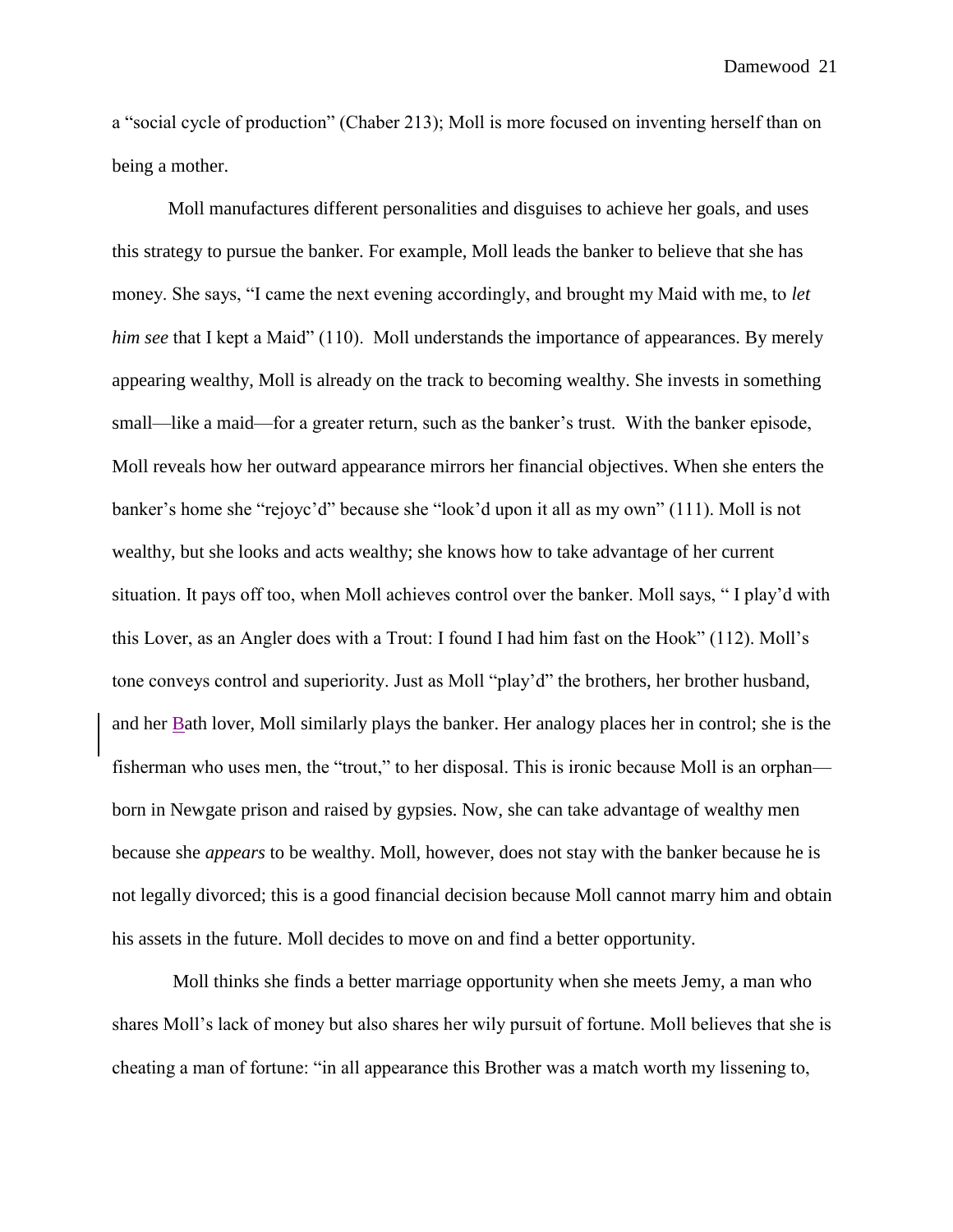a "social cycle of production" (Chaber 213); Moll is more focused on inventing herself than on being a mother.

Moll manufactures different personalities and disguises to achieve her goals, and uses this strategy to pursue the banker. For example, Moll leads the banker to believe that she has money. She says, "I came the next evening accordingly, and brought my Maid with me, to *let him see* that I kept a Maid" (110). Moll understands the importance of appearances. By merely appearing wealthy, Moll is already on the track to becoming wealthy. She invests in something small—like a maid—for a greater return, such as the banker's trust. With the banker episode, Moll reveals how her outward appearance mirrors her financial objectives. When she enters the banker's home she "rejoyc'd" because she "look'd upon it all as my own" (111). Moll is not wealthy, but she looks and acts wealthy; she knows how to take advantage of her current situation. It pays off too, when Moll achieves control over the banker. Moll says, " I play'd with this Lover, as an Angler does with a Trout: I found I had him fast on the Hook" (112). Moll's tone conveys control and superiority. Just as Moll "play'd" the brothers, her brother husband, and her Bath lover, Moll similarly plays the banker. Her analogy places her in control; she is the fisherman who uses men, the "trout," to her disposal. This is ironic because Moll is an orphan—born in Newgate prison and raised by gypsies. Now, she can take advantage of wealthy men because she *appears* to be wealthy. Moll, however, does not stay with the banker because he is not legally divorced; this is a good financial decision because Moll cannot marry him and obtain his assets in the future. Moll decides to move on and find a better opportunity.

Moll thinks she finds a better marriage opportunity when she meets Jemy, a man who shares Moll's lack of money but also shares her wily pursuit of fortune. Moll believes that she is cheating a man of fortune: "in all appearance this Brother was a match worth my lissening to,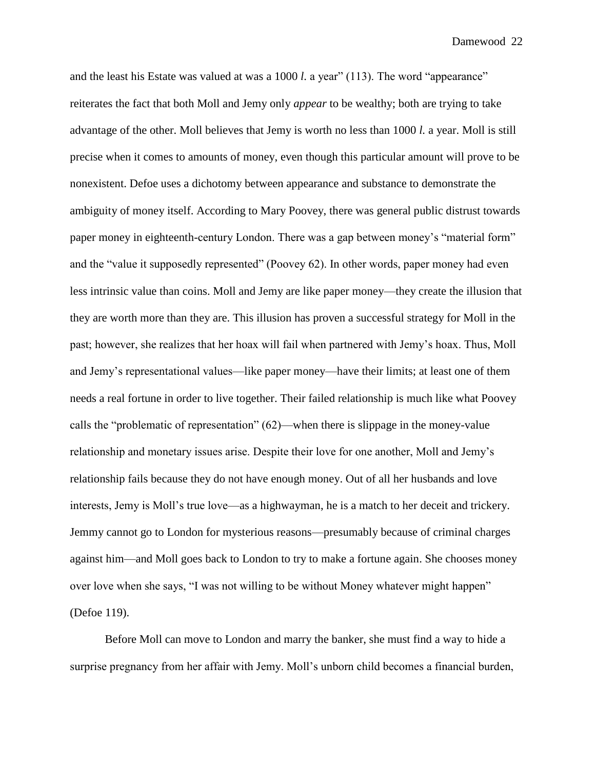and the least his Estate was valued at was a 1000 *l.* a year" (113). The word "appearance" reiterates the fact that both Moll and Jemy only *appear* to be wealthy; both are trying to take advantage of the other. Moll believes that Jemy is worth no less than 1000 *l.* a year. Moll is still precise when it comes to amounts of money, even though this particular amount will prove to be nonexistent. Defoe uses a dichotomy between appearance and substance to demonstrate the ambiguity of money itself. According to Mary Poovey, there was general public distrust towards paper money in eighteenth-century London. There was a gap between money's "material form" and the "value it supposedly represented" (Poovey 62). In other words, paper money had even less intrinsic value than coins. Moll and Jemy are like paper money—they create the illusion that they are worth more than they are. This illusion has proven a successful strategy for Moll in the past; however, she realizes that her hoax will fail when partnered with Jemy's hoax. Thus, Moll and Jemy's representational values—like paper money—have their limits; at least one of them needs a real fortune in order to live together. Their failed relationship is much like what Poovey calls the "problematic of representation" (62)—when there is slippage in the money-value relationship and monetary issues arise. Despite their love for one another, Moll and Jemy's relationship fails because they do not have enough money. Out of all her husbands and love interests, Jemy is Moll's true love—as a highwayman, he is a match to her deceit and trickery. Jemmy cannot go to London for mysterious reasons—presumably because of criminal charges against him—and Moll goes back to London to try to make a fortune again. She chooses money over love when she says, "I was not willing to be without Money whatever might happen" (Defoe 119).

Before Moll can move to London and marry the banker, she must find a way to hide a surprise pregnancy from her affair with Jemy. Moll's unborn child becomes a financial burden,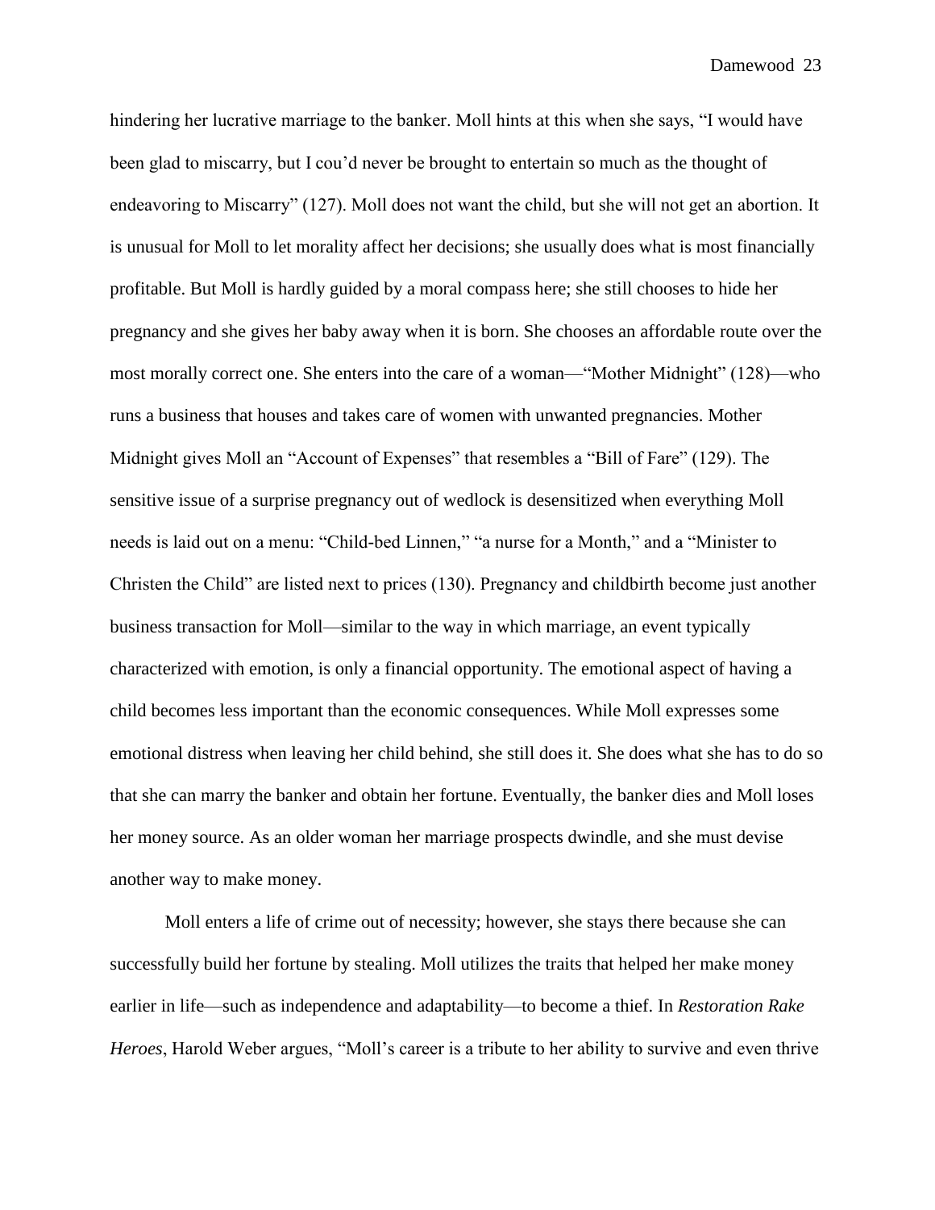hindering her lucrative marriage to the banker. Moll hints at this when she says, "I would have been glad to miscarry, but I cou'd never be brought to entertain so much as the thought of endeavoring to Miscarry" (127). Moll does not want the child, but she will not get an abortion. It is unusual for Moll to let morality affect her decisions; she usually does what is most financially profitable. But Moll is hardly guided by a moral compass here; she still chooses to hide her pregnancy and she gives her baby away when it is born. She chooses an affordable route over the most morally correct one. She enters into the care of a woman—"Mother Midnight" (128)—who runs a business that houses and takes care of women with unwanted pregnancies. Mother Midnight gives Moll an "Account of Expenses" that resembles a "Bill of Fare" (129). The sensitive issue of a surprise pregnancy out of wedlock is desensitized when everything Moll needs is laid out on a menu: "Child-bed Linnen," "a nurse for a Month," and a "Minister to Christen the Child" are listed next to prices (130). Pregnancy and childbirth become just another business transaction for Moll—similar to the way in which marriage, an event typically characterized with emotion, is only a financial opportunity. The emotional aspect of having a child becomes less important than the economic consequences. While Moll expresses some emotional distress when leaving her child behind, she still does it. She does what she has to do so that she can marry the banker and obtain her fortune. Eventually, the banker dies and Moll loses her money source. As an older woman her marriage prospects dwindle, and she must devise another way to make money.

Moll enters a life of crime out of necessity; however, she stays there because she can successfully build her fortune by stealing. Moll utilizes the traits that helped her make money earlier in life—such as independence and adaptability—to become a thief. In *Restoration Rake Heroes*, Harold Weber argues, "Moll's career is a tribute to her ability to survive and even thrive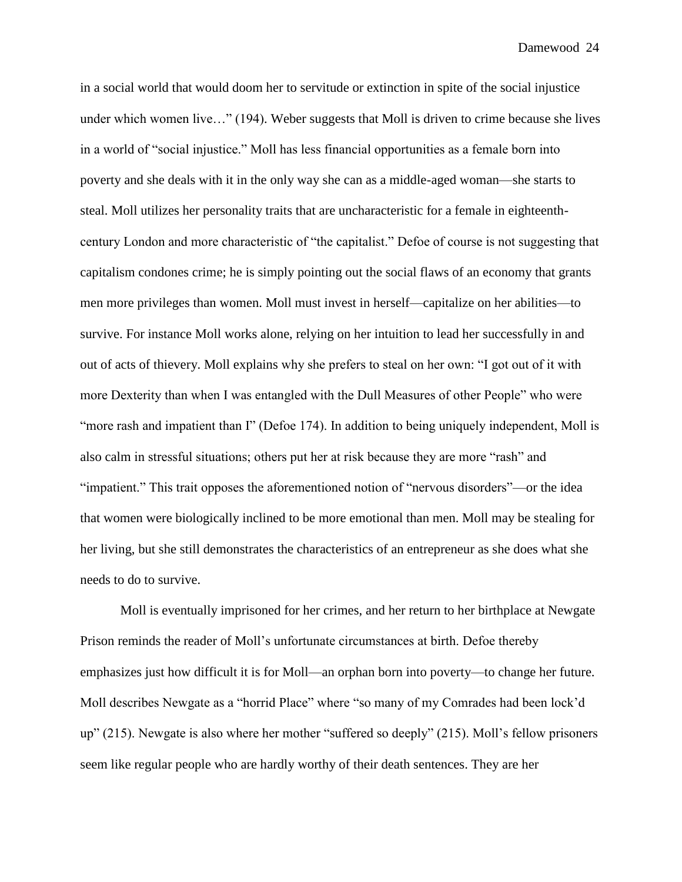in a social world that would doom her to servitude or extinction in spite of the social injustice under which women live…" (194). Weber suggests that Moll is driven to crime because she lives in a world of "social injustice." Moll has less financial opportunities as a female born into poverty and she deals with it in the only way she can as a middle-aged woman—she starts to steal. Moll utilizes her personality traits that are uncharacteristic for a female in eighteenth-century London and more characteristic of "the capitalist." Defoe of course is not suggesting that capitalism condones crime; he is simply pointing out the social flaws of an economy that grants men more privileges than women. Moll must invest in herself—capitalize on her abilities—to survive. For instance Moll works alone, relying on her intuition to lead her successfully in and out of acts of thievery. Moll explains why she prefers to steal on her own: "I got out of it with more Dexterity than when I was entangled with the Dull Measures of other People" who were "more rash and impatient than I" (Defoe 174). In addition to being uniquely independent, Moll is also calm in stressful situations; others put her at risk because they are more "rash" and "impatient." This trait opposes the aforementioned notion of "nervous disorders"—or the idea that women were biologically inclined to be more emotional than men. Moll may be stealing for her living, but she still demonstrates the characteristics of an entrepreneur as she does what she needs to do to survive.

Moll is eventually imprisoned for her crimes, and her return to her birthplace at Newgate Prison reminds the reader of Moll's unfortunate circumstances at birth. Defoe thereby emphasizes just how difficult it is for Moll—an orphan born into poverty—to change her future. Moll describes Newgate as a "horrid Place" where "so many of my Comrades had been lock'd up" (215). Newgate is also where her mother "suffered so deeply" (215). Moll's fellow prisoners seem like regular people who are hardly worthy of their death sentences. They are her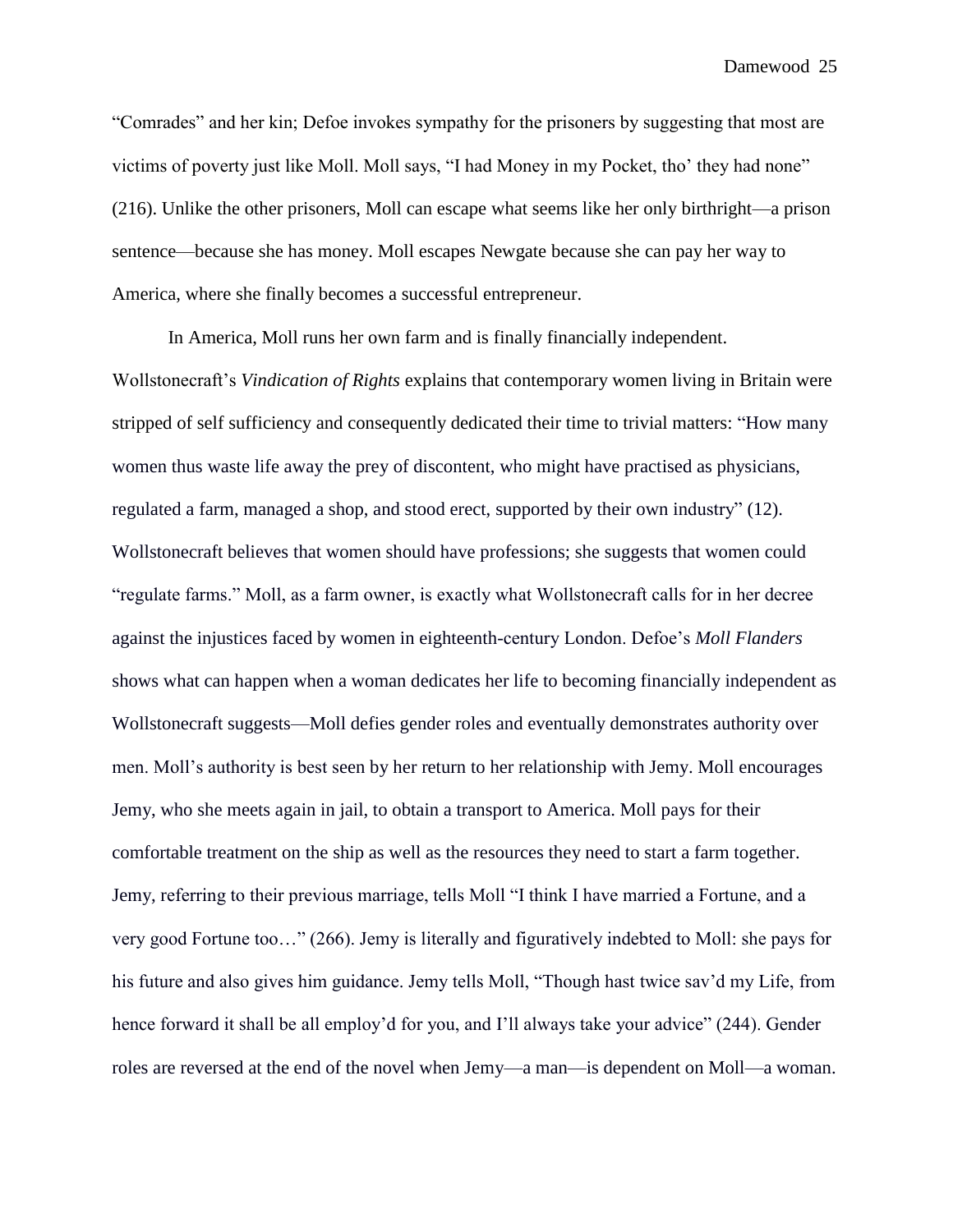"Comrades" and her kin; Defoe invokes sympathy for the prisoners by suggesting that most are victims of poverty just like Moll. Moll says, "I had Money in my Pocket, tho' they had none" (216). Unlike the other prisoners, Moll can escape what seems like her only birthright—a prison sentence—because she has money. Moll escapes Newgate because she can pay her way to America, where she finally becomes a successful entrepreneur.

In America, Moll runs her own farm and is finally financially independent. Wollstonecraft's *Vindication of Rights* explains that contemporary women living in Britain were stripped of self sufficiency and consequently dedicated their time to trivial matters: "How many women thus waste life away the prey of discontent, who might have practised as physicians, regulated a farm, managed a shop, and stood erect, supported by their own industry" (12). Wollstonecraft believes that women should have professions; she suggests that women could "regulate farms." Moll, as a farm owner, is exactly what Wollstonecraft calls for in her decree against the injustices faced by women in eighteenth-century London. Defoe's *Moll Flanders* shows what can happen when a woman dedicates her life to becoming financially independent as Wollstonecraft suggests—Moll defies gender roles and eventually demonstrates authority over men. Moll's authority is best seen by her return to her relationship with Jemy. Moll encourages Jemy, who she meets again in jail, to obtain a transport to America. Moll pays for their comfortable treatment on the ship as well as the resources they need to start a farm together. Jemy, referring to their previous marriage, tells Moll "I think I have married a Fortune, and a very good Fortune too…" (266). Jemy is literally and figuratively indebted to Moll: she pays for his future and also gives him guidance. Jemy tells Moll, "Though hast twice sav'd my Life, from hence forward it shall be all employ'd for you, and I'll always take your advice" (244). Gender roles are reversed at the end of the novel when Jemy—a man—is dependent on Moll—a woman.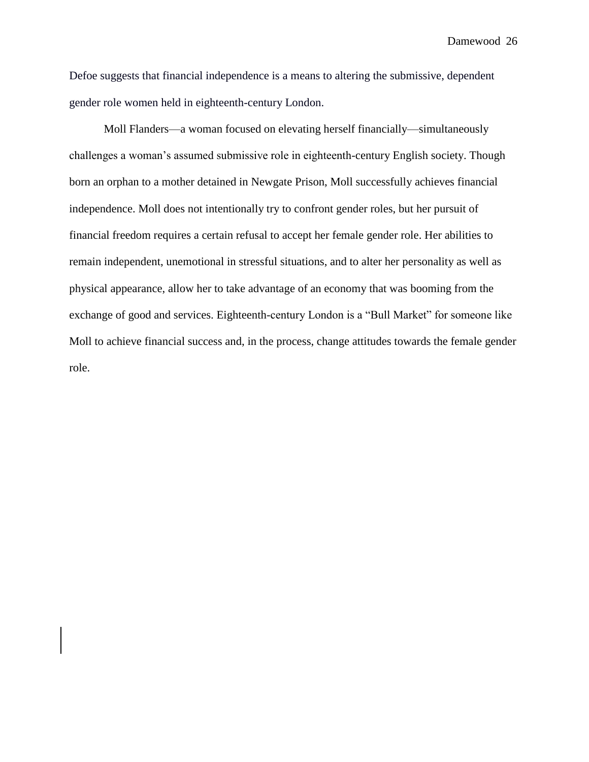Defoe suggests that financial independence is a means to altering the submissive, dependent gender role women held in eighteenth-century London.

Moll Flanders—a woman focused on elevating herself financially—simultaneously challenges a woman's assumed submissive role in eighteenth-century English society. Though born an orphan to a mother detained in Newgate Prison, Moll successfully achieves financial independence. Moll does not intentionally try to confront gender roles, but her pursuit of financial freedom requires a certain refusal to accept her female gender role. Her abilities to remain independent, unemotional in stressful situations, and to alter her personality as well as physical appearance, allow her to take advantage of an economy that was booming from the exchange of good and services. Eighteenth-century London is a "Bull Market" for someone like Moll to achieve financial success and, in the process, change attitudes towards the female gender role.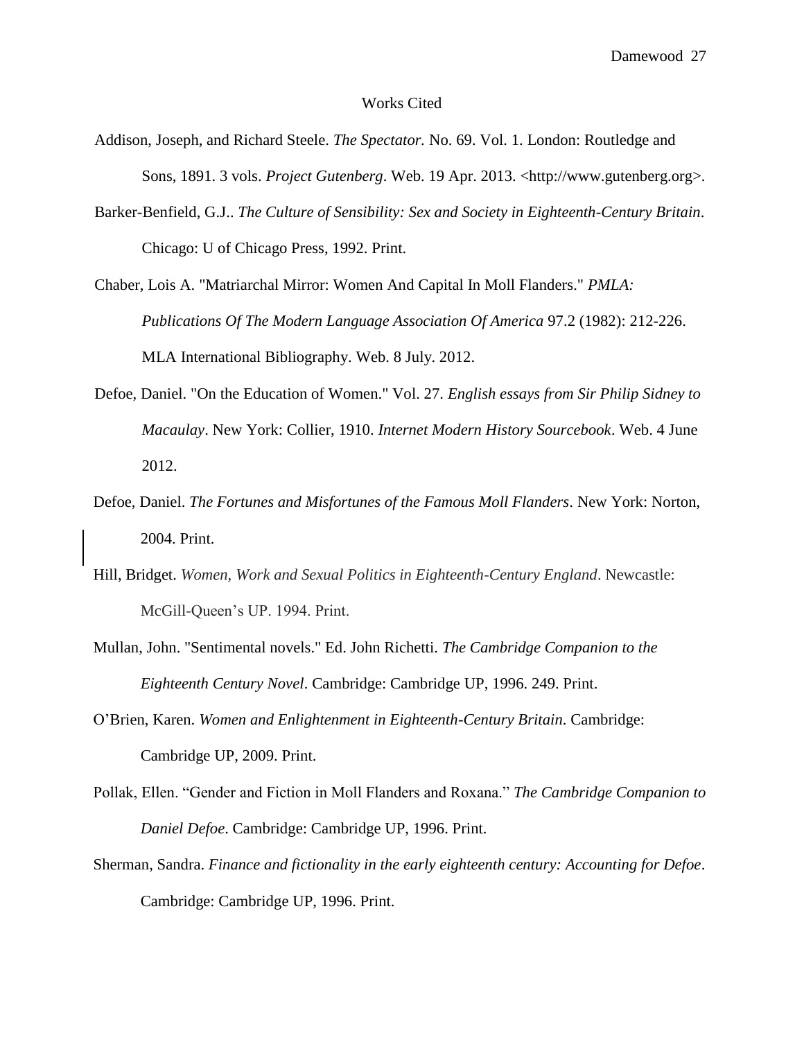# Works Cited

Addison, Joseph, and Richard Steele. *The Spectator.* No. 69. Vol. 1. London: Routledge and Sons, 1891. 3 vols. *Project Gutenberg*. Web. 19 Apr. 2013. <http://www.gutenberg.org>.

Barker-Benfield, G.J.. *The Culture of Sensibility: Sex and Society in Eighteenth-Century Britain*. Chicago: U of Chicago Press, 1992. Print.

Chaber, Lois A. "Matriarchal Mirror: Women And Capital In Moll Flanders." *PMLA: Publications Of The Modern Language Association Of America* 97.2 (1982): 212-226. MLA International Bibliography. Web. 8 July. 2012.

Defoe, Daniel. "On the Education of Women." Vol. 27. *English essays from Sir Philip Sidney to Macaulay*. New York: Collier, 1910. *Internet Modern History Sourcebook*. Web. 4 June 2012.

Defoe, Daniel. *The Fortunes and Misfortunes of the Famous Moll Flanders*. New York: Norton, 2004. Print.

Hill, Bridget. *Women, Work and Sexual Politics in Eighteenth-Century England*. Newcastle: McGill-Queen's UP. 1994. Print.

Mullan, John. "Sentimental novels." Ed. John Richetti. *The Cambridge Companion to the Eighteenth Century Novel*. Cambridge: Cambridge UP, 1996. 249. Print.

O'Brien, Karen. *Women and Enlightenment in Eighteenth-Century Britain*. Cambridge: Cambridge UP, 2009. Print.

Pollak, Ellen. "Gender and Fiction in Moll Flanders and Roxana." *The Cambridge Companion to Daniel Defoe*. Cambridge: Cambridge UP, 1996. Print.

Sherman, Sandra. *Finance and fictionality in the early eighteenth century: Accounting for Defoe*. Cambridge: Cambridge UP, 1996. Print.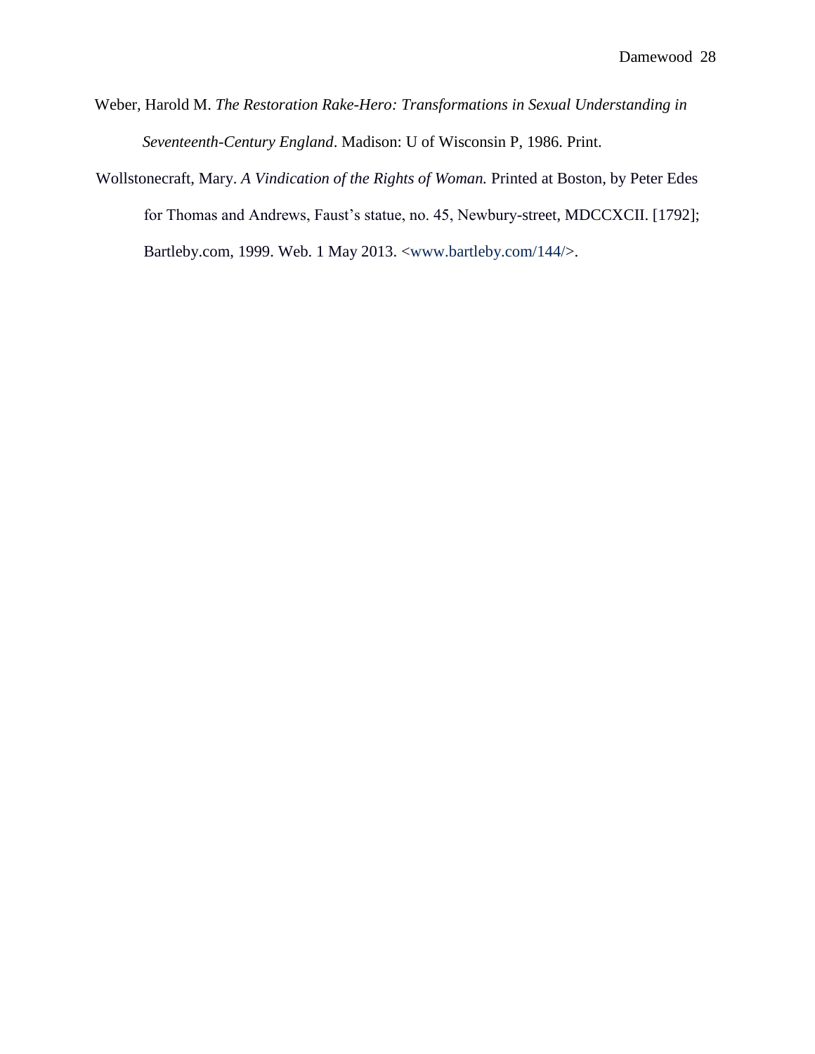Weber, Harold M. *The Restoration Rake-Hero: Transformations in Sexual Understanding in Seventeenth-Century England*. Madison: U of Wisconsin P, 1986. Print.

Wollstonecraft, Mary. *A Vindication of the Rights of Woman.* Printed at Boston, by Peter Edes for Thomas and Andrews, Faust's statue, no. 45, Newbury-street, MDCCXCII. [1792]; Bartleby.com, 1999. Web. 1 May 2013. <www.bartleby.com/144/>.